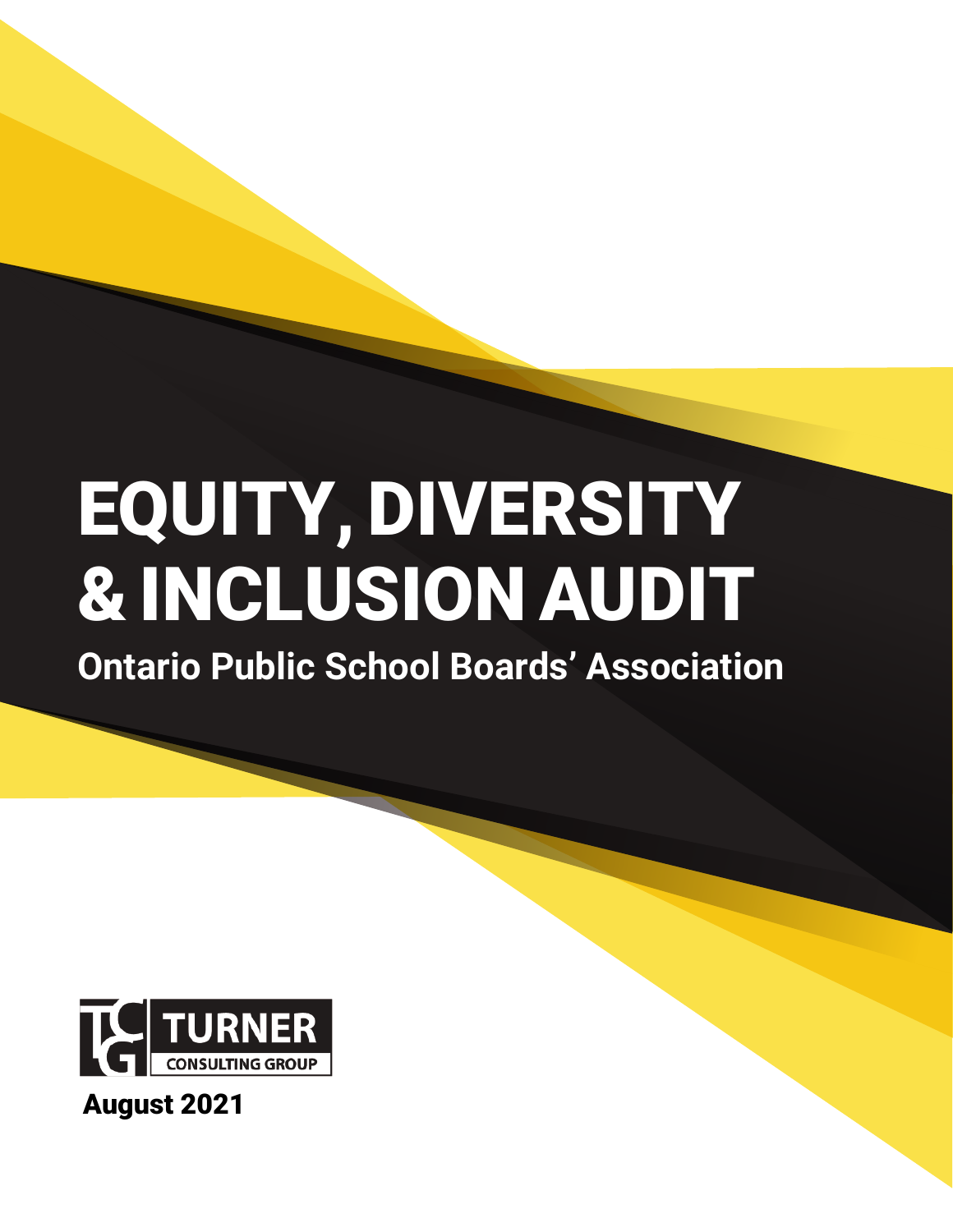# EQUITY, DIVERSITY & INCLUSION AUDIT

**Ontario Public School Boards' Association**

TURNER CONSULTING GROUP

August 2021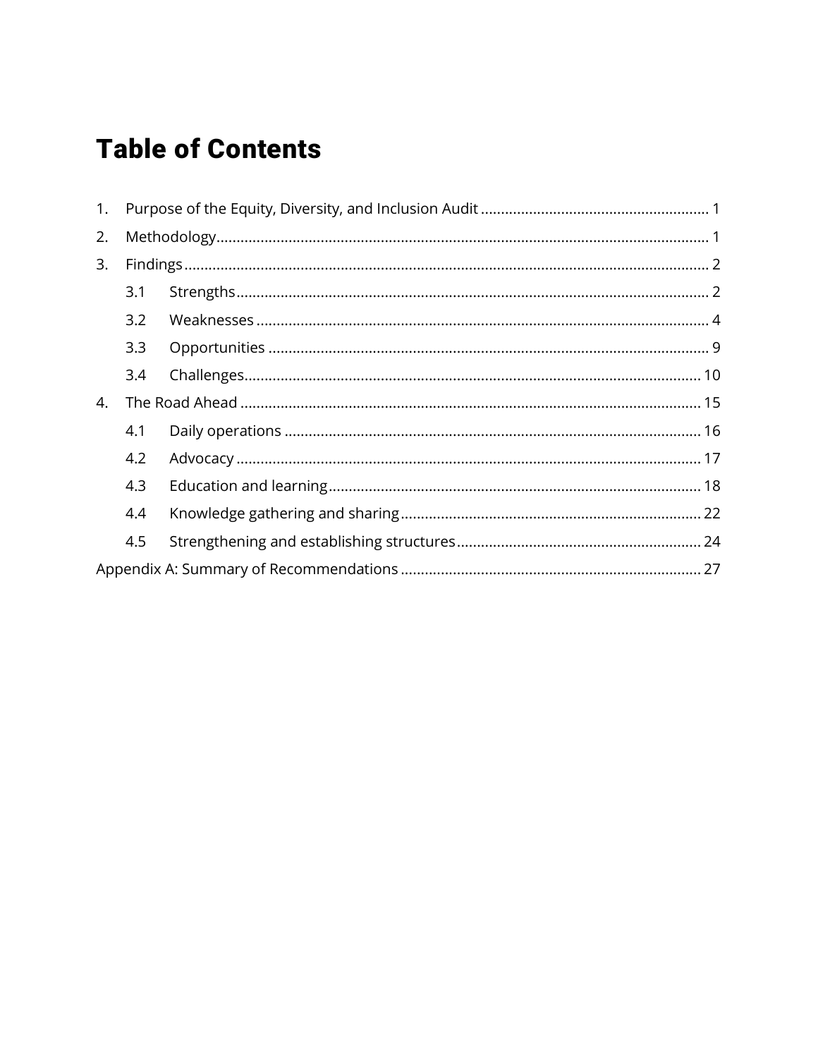# Table of Contents

1. Purpose of the Equity, Diversity, and Inclusion Audit ........ 1
2. Methodology ........ 1
3. Findings ........ 2
   - 3.1 Strengths ........ 2
   - 3.2 Weaknesses ........ 4
   - 3.3 Opportunities ........ 9
   - 3.4 Challenges ........ 10
4. The Road Ahead ........ 15
   - 4.1 Daily operations ........ 16
   - 4.2 Advocacy ........ 17
   - 4.3 Education and learning ........ 18
   - 4.4 Knowledge gathering and sharing ........ 22
   - 4.5 Strengthening and establishing structures ........ 24

Appendix A: Summary of Recommendations ........ 27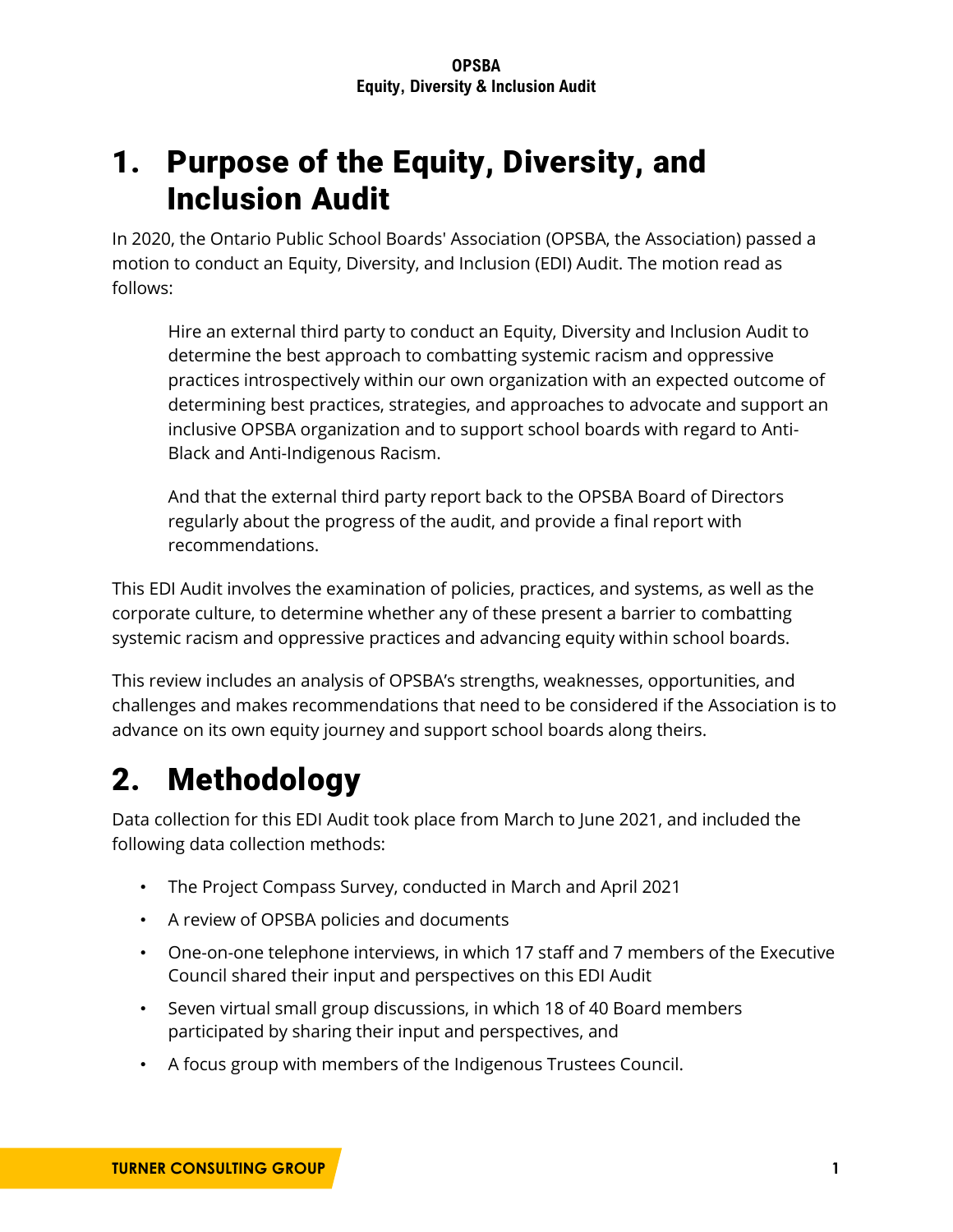# 1. Purpose of the Equity, Diversity, and Inclusion Audit

In 2020, the Ontario Public School Boards' Association (OPSBA, the Association) passed a motion to conduct an Equity, Diversity, and Inclusion (EDI) Audit. The motion read as follows:

> Hire an external third party to conduct an Equity, Diversity and Inclusion Audit to determine the best approach to combatting systemic racism and oppressive practices introspectively within our own organization with an expected outcome of determining best practices, strategies, and approaches to advocate and support an inclusive OPSBA organization and to support school boards with regard to Anti-Black and Anti-Indigenous Racism.
>
> And that the external third party report back to the OPSBA Board of Directors regularly about the progress of the audit, and provide a final report with recommendations.

This EDI Audit involves the examination of policies, practices, and systems, as well as the corporate culture, to determine whether any of these present a barrier to combatting systemic racism and oppressive practices and advancing equity within school boards.

This review includes an analysis of OPSBA's strengths, weaknesses, opportunities, and challenges and makes recommendations that need to be considered if the Association is to advance on its own equity journey and support school boards along theirs.

# 2. Methodology

Data collection for this EDI Audit took place from March to June 2021, and included the following data collection methods:

- The Project Compass Survey, conducted in March and April 2021
- A review of OPSBA policies and documents
- One-on-one telephone interviews, in which 17 staff and 7 members of the Executive Council shared their input and perspectives on this EDI Audit
- Seven virtual small group discussions, in which 18 of 40 Board members participated by sharing their input and perspectives, and
- A focus group with members of the Indigenous Trustees Council.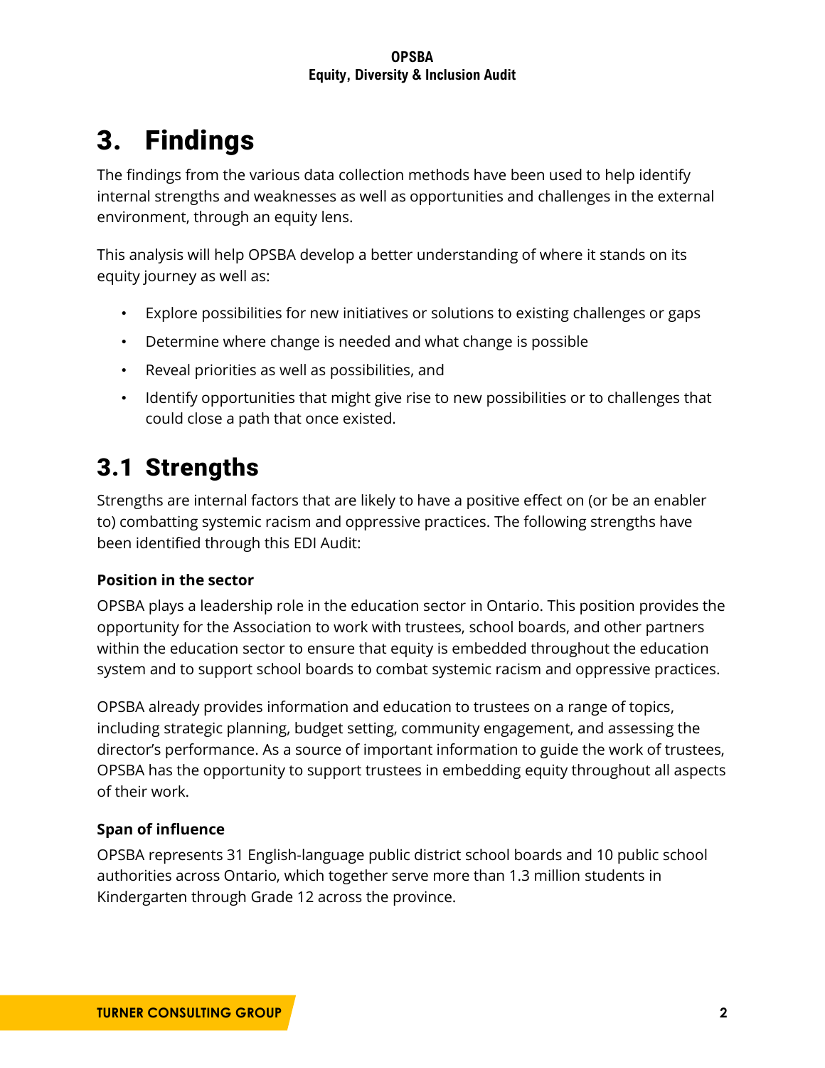# 3. Findings

The findings from the various data collection methods have been used to help identify internal strengths and weaknesses as well as opportunities and challenges in the external environment, through an equity lens.

This analysis will help OPSBA develop a better understanding of where it stands on its equity journey as well as:

- Explore possibilities for new initiatives or solutions to existing challenges or gaps
- Determine where change is needed and what change is possible
- Reveal priorities as well as possibilities, and
- Identify opportunities that might give rise to new possibilities or to challenges that could close a path that once existed.

## 3.1 Strengths

Strengths are internal factors that are likely to have a positive effect on (or be an enabler to) combatting systemic racism and oppressive practices. The following strengths have been identified through this EDI Audit:

**Position in the sector**

OPSBA plays a leadership role in the education sector in Ontario. This position provides the opportunity for the Association to work with trustees, school boards, and other partners within the education sector to ensure that equity is embedded throughout the education system and to support school boards to combat systemic racism and oppressive practices.

OPSBA already provides information and education to trustees on a range of topics, including strategic planning, budget setting, community engagement, and assessing the director's performance. As a source of important information to guide the work of trustees, OPSBA has the opportunity to support trustees in embedding equity throughout all aspects of their work.

**Span of influence**

OPSBA represents 31 English-language public district school boards and 10 public school authorities across Ontario, which together serve more than 1.3 million students in Kindergarten through Grade 12 across the province.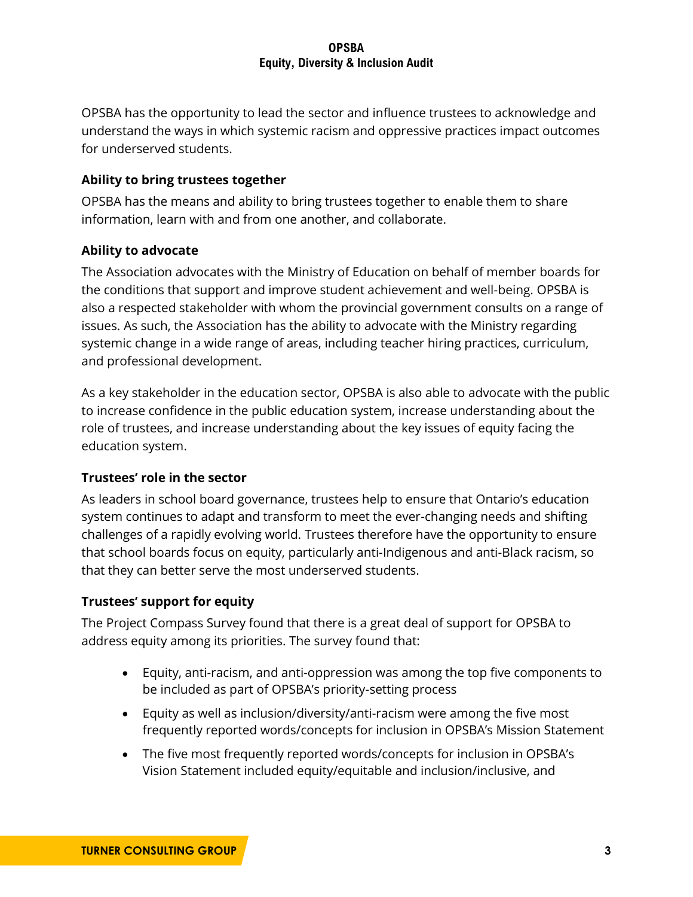OPSBA has the opportunity to lead the sector and influence trustees to acknowledge and understand the ways in which systemic racism and oppressive practices impact outcomes for underserved students.

### Ability to bring trustees together

OPSBA has the means and ability to bring trustees together to enable them to share information, learn with and from one another, and collaborate.

### Ability to advocate

The Association advocates with the Ministry of Education on behalf of member boards for the conditions that support and improve student achievement and well-being. OPSBA is also a respected stakeholder with whom the provincial government consults on a range of issues. As such, the Association has the ability to advocate with the Ministry regarding systemic change in a wide range of areas, including teacher hiring practices, curriculum, and professional development.

As a key stakeholder in the education sector, OPSBA is also able to advocate with the public to increase confidence in the public education system, increase understanding about the role of trustees, and increase understanding about the key issues of equity facing the education system.

### Trustees' role in the sector

As leaders in school board governance, trustees help to ensure that Ontario's education system continues to adapt and transform to meet the ever-changing needs and shifting challenges of a rapidly evolving world. Trustees therefore have the opportunity to ensure that school boards focus on equity, particularly anti-Indigenous and anti-Black racism, so that they can better serve the most underserved students.

### Trustees' support for equity

The Project Compass Survey found that there is a great deal of support for OPSBA to address equity among its priorities. The survey found that:

- Equity, anti-racism, and anti-oppression was among the top five components to be included as part of OPSBA's priority-setting process
- Equity as well as inclusion/diversity/anti-racism were among the five most frequently reported words/concepts for inclusion in OPSBA's Mission Statement
- The five most frequently reported words/concepts for inclusion in OPSBA's Vision Statement included equity/equitable and inclusion/inclusive, and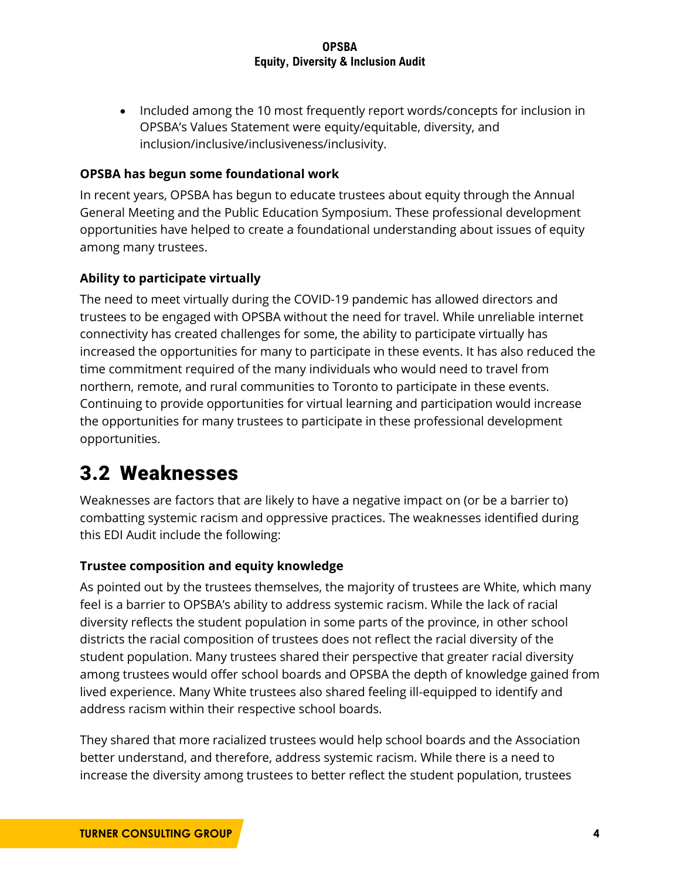- Included among the 10 most frequently report words/concepts for inclusion in OPSBA's Values Statement were equity/equitable, diversity, and inclusion/inclusive/inclusiveness/inclusivity.

**OPSBA has begun some foundational work**

In recent years, OPSBA has begun to educate trustees about equity through the Annual General Meeting and the Public Education Symposium. These professional development opportunities have helped to create a foundational understanding about issues of equity among many trustees.

**Ability to participate virtually**

The need to meet virtually during the COVID-19 pandemic has allowed directors and trustees to be engaged with OPSBA without the need for travel. While unreliable internet connectivity has created challenges for some, the ability to participate virtually has increased the opportunities for many to participate in these events. It has also reduced the time commitment required of the many individuals who would need to travel from northern, remote, and rural communities to Toronto to participate in these events. Continuing to provide opportunities for virtual learning and participation would increase the opportunities for many trustees to participate in these professional development opportunities.

## 3.2 Weaknesses

Weaknesses are factors that are likely to have a negative impact on (or be a barrier to) combatting systemic racism and oppressive practices. The weaknesses identified during this EDI Audit include the following:

**Trustee composition and equity knowledge**

As pointed out by the trustees themselves, the majority of trustees are White, which many feel is a barrier to OPSBA's ability to address systemic racism. While the lack of racial diversity reflects the student population in some parts of the province, in other school districts the racial composition of trustees does not reflect the racial diversity of the student population. Many trustees shared their perspective that greater racial diversity among trustees would offer school boards and OPSBA the depth of knowledge gained from lived experience. Many White trustees also shared feeling ill-equipped to identify and address racism within their respective school boards.

They shared that more racialized trustees would help school boards and the Association better understand, and therefore, address systemic racism. While there is a need to increase the diversity among trustees to better reflect the student population, trustees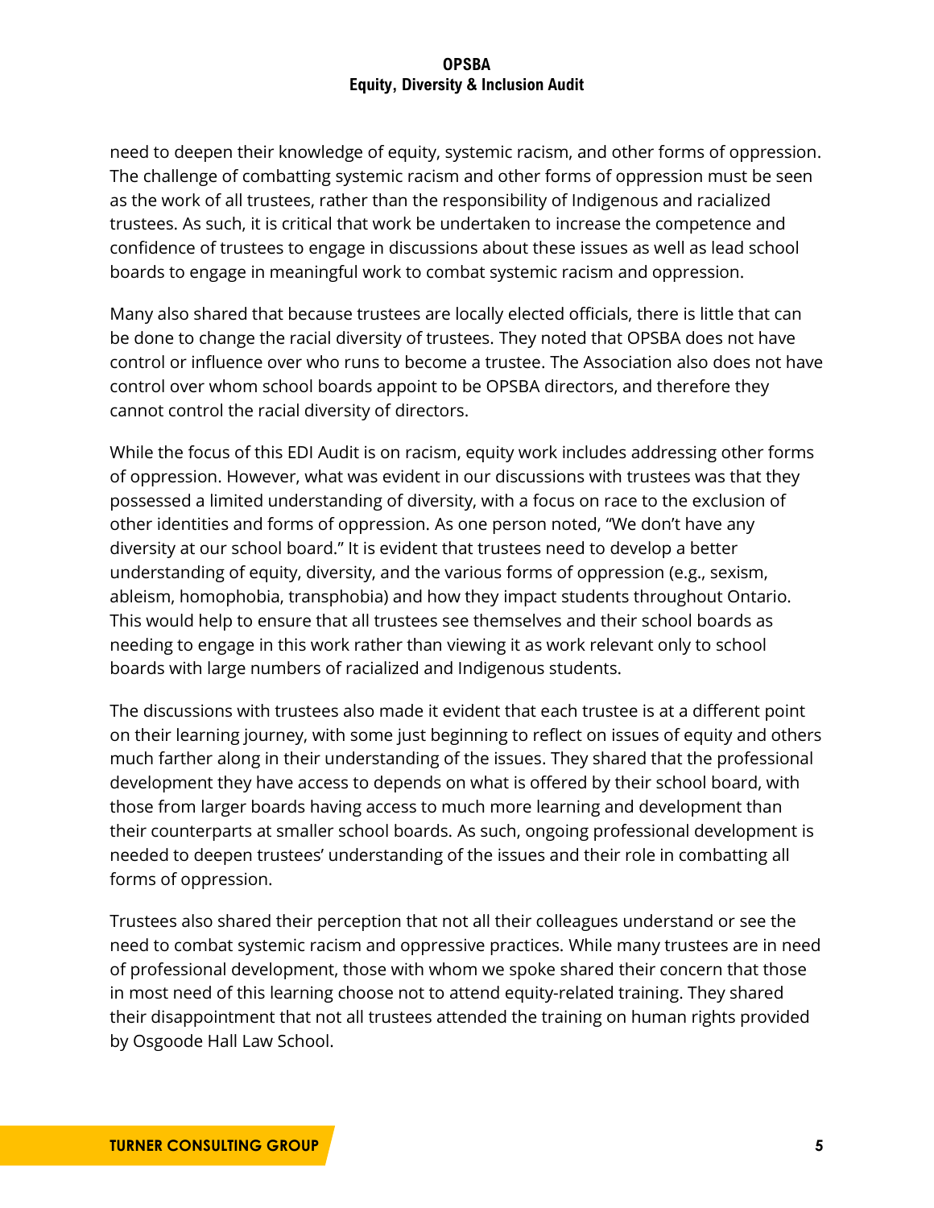need to deepen their knowledge of equity, systemic racism, and other forms of oppression. The challenge of combatting systemic racism and other forms of oppression must be seen as the work of all trustees, rather than the responsibility of Indigenous and racialized trustees. As such, it is critical that work be undertaken to increase the competence and confidence of trustees to engage in discussions about these issues as well as lead school boards to engage in meaningful work to combat systemic racism and oppression.

Many also shared that because trustees are locally elected officials, there is little that can be done to change the racial diversity of trustees. They noted that OPSBA does not have control or influence over who runs to become a trustee. The Association also does not have control over whom school boards appoint to be OPSBA directors, and therefore they cannot control the racial diversity of directors.

While the focus of this EDI Audit is on racism, equity work includes addressing other forms of oppression. However, what was evident in our discussions with trustees was that they possessed a limited understanding of diversity, with a focus on race to the exclusion of other identities and forms of oppression. As one person noted, "We don't have any diversity at our school board." It is evident that trustees need to develop a better understanding of equity, diversity, and the various forms of oppression (e.g., sexism, ableism, homophobia, transphobia) and how they impact students throughout Ontario. This would help to ensure that all trustees see themselves and their school boards as needing to engage in this work rather than viewing it as work relevant only to school boards with large numbers of racialized and Indigenous students.

The discussions with trustees also made it evident that each trustee is at a different point on their learning journey, with some just beginning to reflect on issues of equity and others much farther along in their understanding of the issues. They shared that the professional development they have access to depends on what is offered by their school board, with those from larger boards having access to much more learning and development than their counterparts at smaller school boards. As such, ongoing professional development is needed to deepen trustees' understanding of the issues and their role in combatting all forms of oppression.

Trustees also shared their perception that not all their colleagues understand or see the need to combat systemic racism and oppressive practices. While many trustees are in need of professional development, those with whom we spoke shared their concern that those in most need of this learning choose not to attend equity-related training. They shared their disappointment that not all trustees attended the training on human rights provided by Osgoode Hall Law School.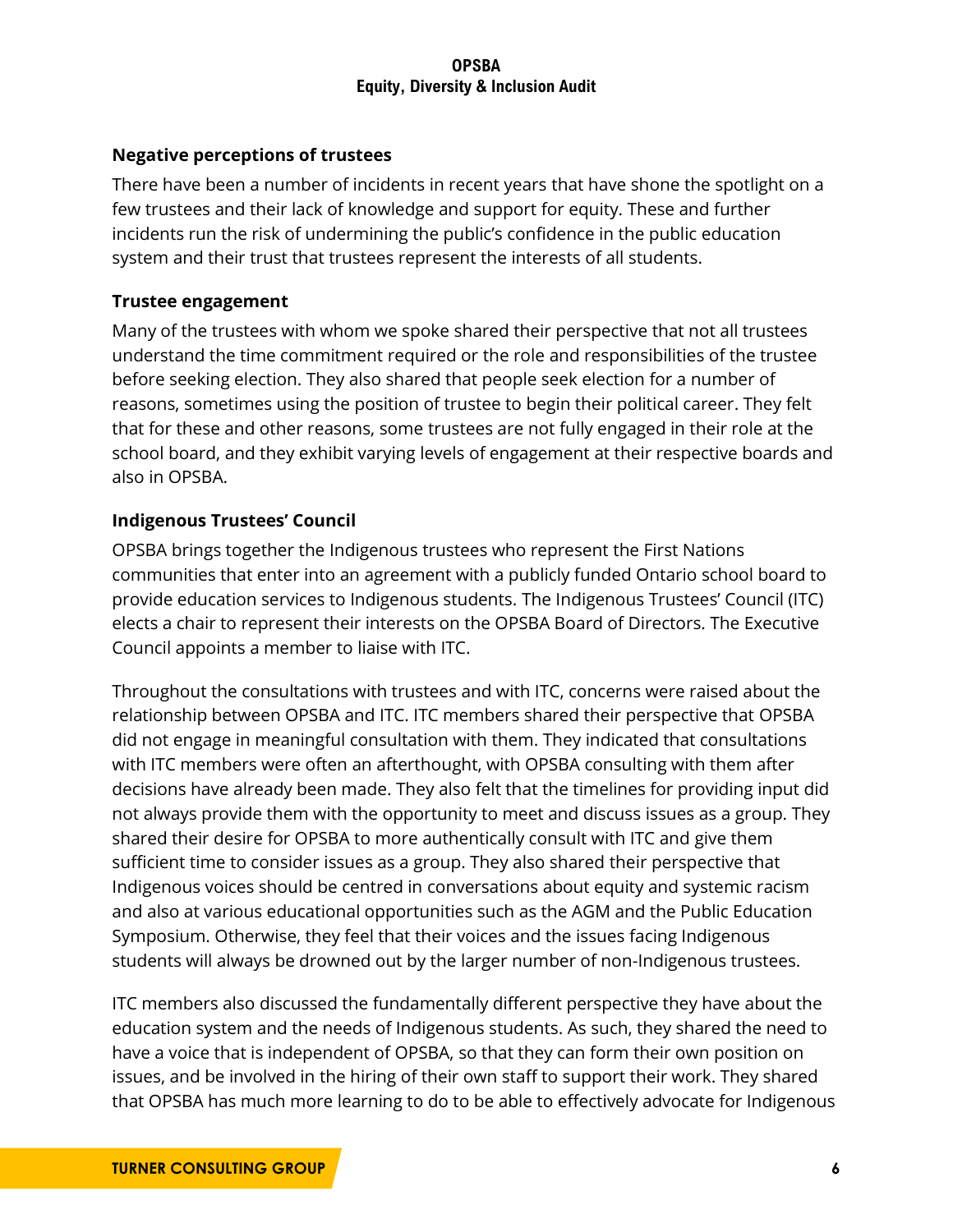### Negative perceptions of trustees

There have been a number of incidents in recent years that have shone the spotlight on a few trustees and their lack of knowledge and support for equity. These and further incidents run the risk of undermining the public's confidence in the public education system and their trust that trustees represent the interests of all students.

### Trustee engagement

Many of the trustees with whom we spoke shared their perspective that not all trustees understand the time commitment required or the role and responsibilities of the trustee before seeking election. They also shared that people seek election for a number of reasons, sometimes using the position of trustee to begin their political career. They felt that for these and other reasons, some trustees are not fully engaged in their role at the school board, and they exhibit varying levels of engagement at their respective boards and also in OPSBA.

### Indigenous Trustees' Council

OPSBA brings together the Indigenous trustees who represent the First Nations communities that enter into an agreement with a publicly funded Ontario school board to provide education services to Indigenous students. The Indigenous Trustees' Council (ITC) elects a chair to represent their interests on the OPSBA Board of Directors. The Executive Council appoints a member to liaise with ITC.

Throughout the consultations with trustees and with ITC, concerns were raised about the relationship between OPSBA and ITC. ITC members shared their perspective that OPSBA did not engage in meaningful consultation with them. They indicated that consultations with ITC members were often an afterthought, with OPSBA consulting with them after decisions have already been made. They also felt that the timelines for providing input did not always provide them with the opportunity to meet and discuss issues as a group. They shared their desire for OPSBA to more authentically consult with ITC and give them sufficient time to consider issues as a group. They also shared their perspective that Indigenous voices should be centred in conversations about equity and systemic racism and also at various educational opportunities such as the AGM and the Public Education Symposium. Otherwise, they feel that their voices and the issues facing Indigenous students will always be drowned out by the larger number of non-Indigenous trustees.

ITC members also discussed the fundamentally different perspective they have about the education system and the needs of Indigenous students. As such, they shared the need to have a voice that is independent of OPSBA, so that they can form their own position on issues, and be involved in the hiring of their own staff to support their work. They shared that OPSBA has much more learning to do to be able to effectively advocate for Indigenous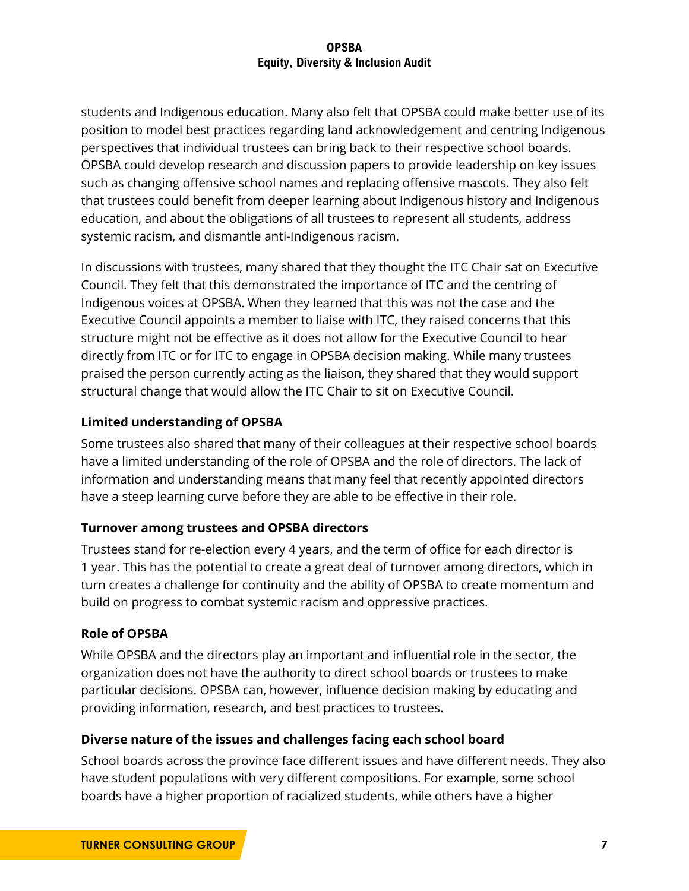students and Indigenous education. Many also felt that OPSBA could make better use of its position to model best practices regarding land acknowledgement and centring Indigenous perspectives that individual trustees can bring back to their respective school boards. OPSBA could develop research and discussion papers to provide leadership on key issues such as changing offensive school names and replacing offensive mascots. They also felt that trustees could benefit from deeper learning about Indigenous history and Indigenous education, and about the obligations of all trustees to represent all students, address systemic racism, and dismantle anti-Indigenous racism.

In discussions with trustees, many shared that they thought the ITC Chair sat on Executive Council. They felt that this demonstrated the importance of ITC and the centring of Indigenous voices at OPSBA. When they learned that this was not the case and the Executive Council appoints a member to liaise with ITC, they raised concerns that this structure might not be effective as it does not allow for the Executive Council to hear directly from ITC or for ITC to engage in OPSBA decision making. While many trustees praised the person currently acting as the liaison, they shared that they would support structural change that would allow the ITC Chair to sit on Executive Council.

### Limited understanding of OPSBA

Some trustees also shared that many of their colleagues at their respective school boards have a limited understanding of the role of OPSBA and the role of directors. The lack of information and understanding means that many feel that recently appointed directors have a steep learning curve before they are able to be effective in their role.

### Turnover among trustees and OPSBA directors

Trustees stand for re-election every 4 years, and the term of office for each director is 1 year. This has the potential to create a great deal of turnover among directors, which in turn creates a challenge for continuity and the ability of OPSBA to create momentum and build on progress to combat systemic racism and oppressive practices.

### Role of OPSBA

While OPSBA and the directors play an important and influential role in the sector, the organization does not have the authority to direct school boards or trustees to make particular decisions. OPSBA can, however, influence decision making by educating and providing information, research, and best practices to trustees.

### Diverse nature of the issues and challenges facing each school board

School boards across the province face different issues and have different needs. They also have student populations with very different compositions. For example, some school boards have a higher proportion of racialized students, while others have a higher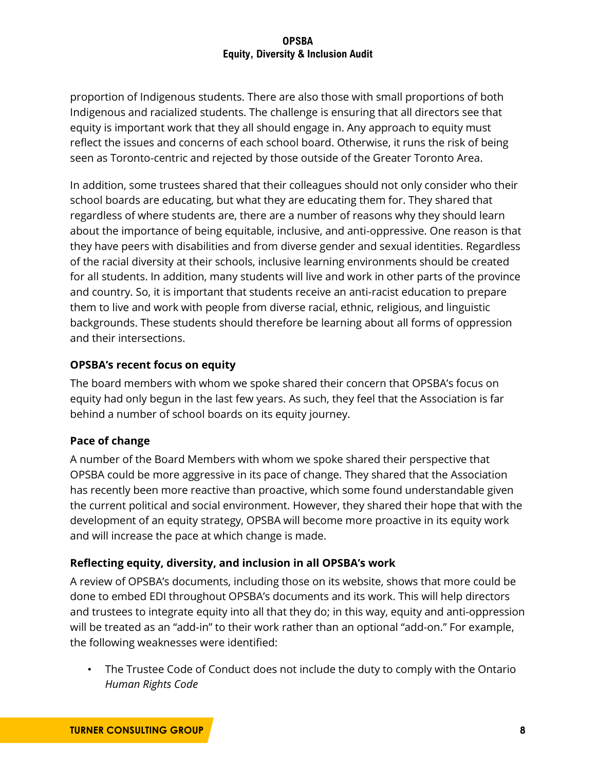proportion of Indigenous students. There are also those with small proportions of both Indigenous and racialized students. The challenge is ensuring that all directors see that equity is important work that they all should engage in. Any approach to equity must reflect the issues and concerns of each school board. Otherwise, it runs the risk of being seen as Toronto-centric and rejected by those outside of the Greater Toronto Area.

In addition, some trustees shared that their colleagues should not only consider who their school boards are educating, but what they are educating them for. They shared that regardless of where students are, there are a number of reasons why they should learn about the importance of being equitable, inclusive, and anti-oppressive. One reason is that they have peers with disabilities and from diverse gender and sexual identities. Regardless of the racial diversity at their schools, inclusive learning environments should be created for all students. In addition, many students will live and work in other parts of the province and country. So, it is important that students receive an anti-racist education to prepare them to live and work with people from diverse racial, ethnic, religious, and linguistic backgrounds. These students should therefore be learning about all forms of oppression and their intersections.

### OPSBA's recent focus on equity

The board members with whom we spoke shared their concern that OPSBA's focus on equity had only begun in the last few years. As such, they feel that the Association is far behind a number of school boards on its equity journey.

### Pace of change

A number of the Board Members with whom we spoke shared their perspective that OPSBA could be more aggressive in its pace of change. They shared that the Association has recently been more reactive than proactive, which some found understandable given the current political and social environment. However, they shared their hope that with the development of an equity strategy, OPSBA will become more proactive in its equity work and will increase the pace at which change is made.

### Reflecting equity, diversity, and inclusion in all OPSBA's work

A review of OPSBA's documents, including those on its website, shows that more could be done to embed EDI throughout OPSBA's documents and its work. This will help directors and trustees to integrate equity into all that they do; in this way, equity and anti-oppression will be treated as an "add-in" to their work rather than an optional "add-on." For example, the following weaknesses were identified:

- The Trustee Code of Conduct does not include the duty to comply with the Ontario *Human Rights Code*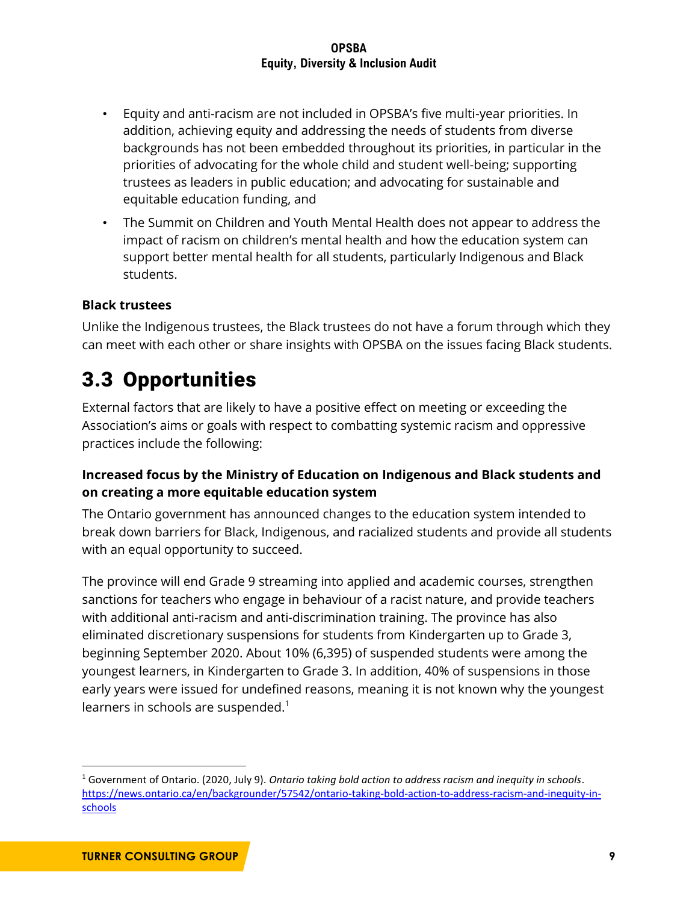- Equity and anti-racism are not included in OPSBA's five multi-year priorities. In addition, achieving equity and addressing the needs of students from diverse backgrounds has not been embedded throughout its priorities, in particular in the priorities of advocating for the whole child and student well-being; supporting trustees as leaders in public education; and advocating for sustainable and equitable education funding, and
- The Summit on Children and Youth Mental Health does not appear to address the impact of racism on children's mental health and how the education system can support better mental health for all students, particularly Indigenous and Black students.

**Black trustees**

Unlike the Indigenous trustees, the Black trustees do not have a forum through which they can meet with each other or share insights with OPSBA on the issues facing Black students.

## 3.3 Opportunities

External factors that are likely to have a positive effect on meeting or exceeding the Association's aims or goals with respect to combatting systemic racism and oppressive practices include the following:

**Increased focus by the Ministry of Education on Indigenous and Black students and on creating a more equitable education system**

The Ontario government has announced changes to the education system intended to break down barriers for Black, Indigenous, and racialized students and provide all students with an equal opportunity to succeed.

The province will end Grade 9 streaming into applied and academic courses, strengthen sanctions for teachers who engage in behaviour of a racist nature, and provide teachers with additional anti-racism and anti-discrimination training. The province has also eliminated discretionary suspensions for students from Kindergarten up to Grade 3, beginning September 2020. About 10% (6,395) of suspended students were among the youngest learners, in Kindergarten to Grade 3. In addition, 40% of suspensions in those early years were issued for undefined reasons, meaning it is not known why the youngest learners in schools are suspended.[1]

---

[1] Government of Ontario. (2020, July 9). *Ontario taking bold action to address racism and inequity in schools*. https://news.ontario.ca/en/backgrounder/57542/ontario-taking-bold-action-to-address-racism-and-inequity-in-schools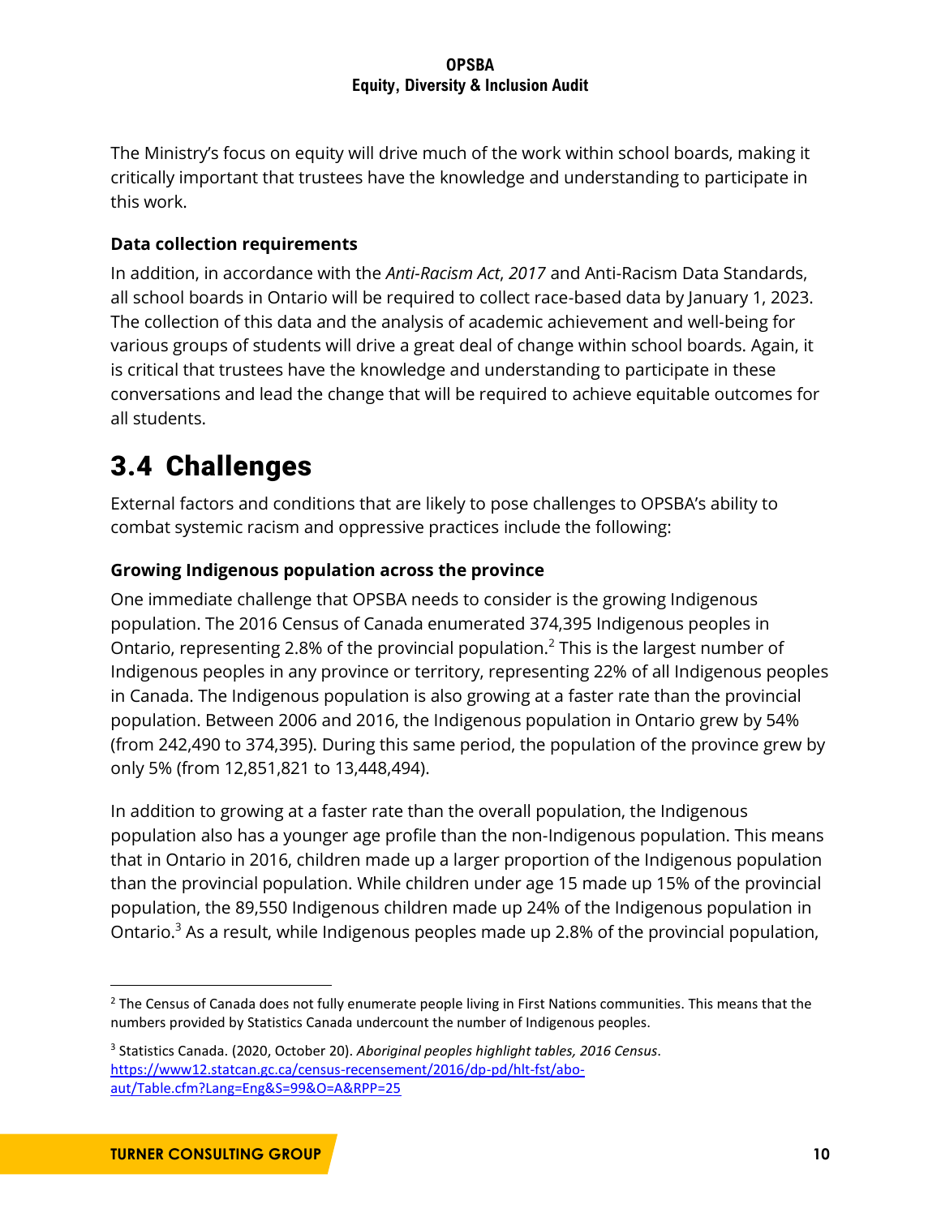The Ministry's focus on equity will drive much of the work within school boards, making it critically important that trustees have the knowledge and understanding to participate in this work.

### Data collection requirements

In addition, in accordance with the *Anti-Racism Act*, *2017* and Anti-Racism Data Standards, all school boards in Ontario will be required to collect race-based data by January 1, 2023. The collection of this data and the analysis of academic achievement and well-being for various groups of students will drive a great deal of change within school boards. Again, it is critical that trustees have the knowledge and understanding to participate in these conversations and lead the change that will be required to achieve equitable outcomes for all students.

## 3.4 Challenges

External factors and conditions that are likely to pose challenges to OPSBA's ability to combat systemic racism and oppressive practices include the following:

### Growing Indigenous population across the province

One immediate challenge that OPSBA needs to consider is the growing Indigenous population. The 2016 Census of Canada enumerated 374,395 Indigenous peoples in Ontario, representing 2.8% of the provincial population.[2] This is the largest number of Indigenous peoples in any province or territory, representing 22% of all Indigenous peoples in Canada. The Indigenous population is also growing at a faster rate than the provincial population. Between 2006 and 2016, the Indigenous population in Ontario grew by 54% (from 242,490 to 374,395). During this same period, the population of the province grew by only 5% (from 12,851,821 to 13,448,494).

In addition to growing at a faster rate than the overall population, the Indigenous population also has a younger age profile than the non-Indigenous population. This means that in Ontario in 2016, children made up a larger proportion of the Indigenous population than the provincial population. While children under age 15 made up 15% of the provincial population, the 89,550 Indigenous children made up 24% of the Indigenous population in Ontario.[3] As a result, while Indigenous peoples made up 2.8% of the provincial population,

---

[2] The Census of Canada does not fully enumerate people living in First Nations communities. This means that the numbers provided by Statistics Canada undercount the number of Indigenous peoples.

[3] Statistics Canada. (2020, October 20). *Aboriginal peoples highlight tables, 2016 Census*. https://www12.statcan.gc.ca/census-recensement/2016/dp-pd/hlt-fst/abo-aut/Table.cfm?Lang=Eng&S=99&O=A&RPP=25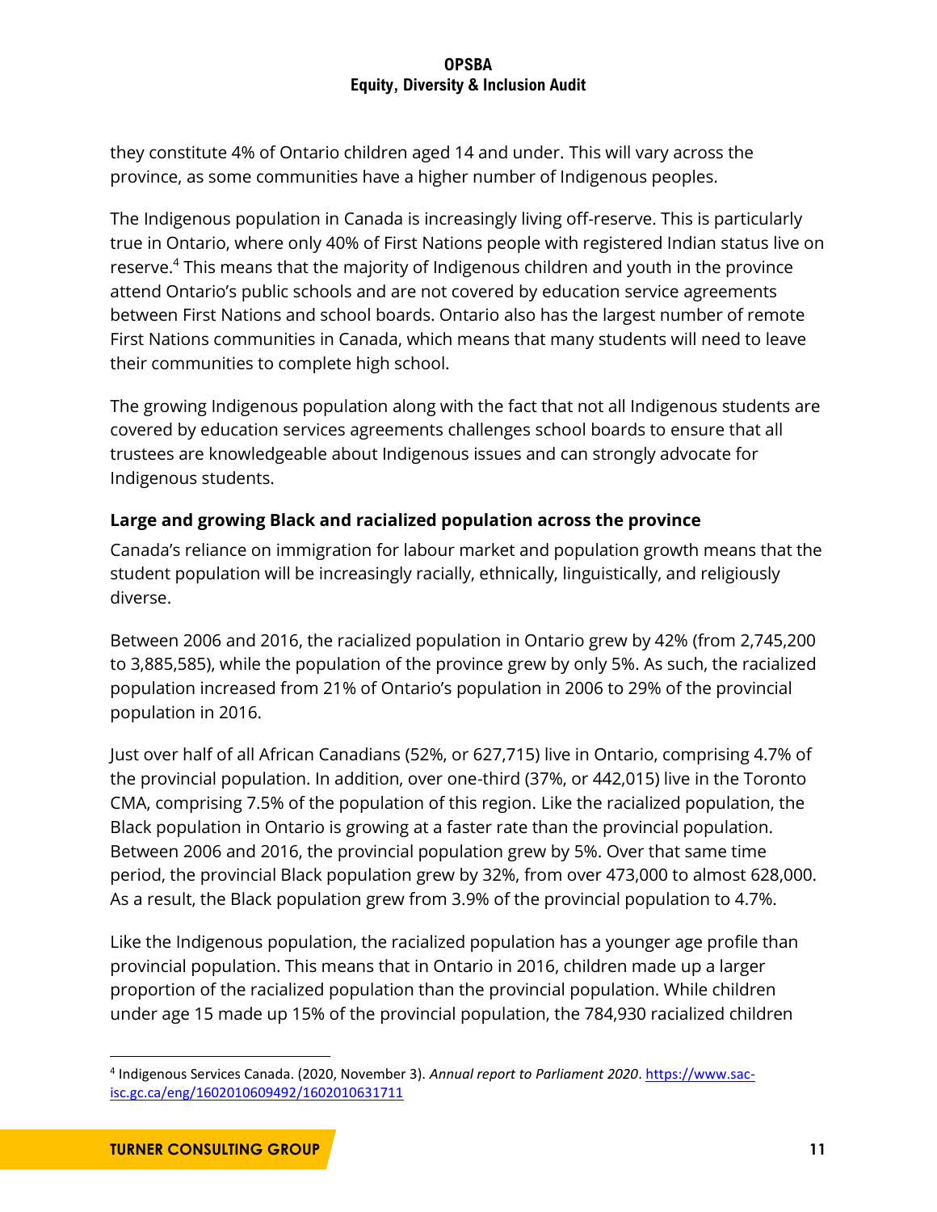they constitute 4% of Ontario children aged 14 and under. This will vary across the province, as some communities have a higher number of Indigenous peoples.

The Indigenous population in Canada is increasingly living off-reserve. This is particularly true in Ontario, where only 40% of First Nations people with registered Indian status live on reserve.[4] This means that the majority of Indigenous children and youth in the province attend Ontario's public schools and are not covered by education service agreements between First Nations and school boards. Ontario also has the largest number of remote First Nations communities in Canada, which means that many students will need to leave their communities to complete high school.

The growing Indigenous population along with the fact that not all Indigenous students are covered by education services agreements challenges school boards to ensure that all trustees are knowledgeable about Indigenous issues and can strongly advocate for Indigenous students.

### Large and growing Black and racialized population across the province

Canada's reliance on immigration for labour market and population growth means that the student population will be increasingly racially, ethnically, linguistically, and religiously diverse.

Between 2006 and 2016, the racialized population in Ontario grew by 42% (from 2,745,200 to 3,885,585), while the population of the province grew by only 5%. As such, the racialized population increased from 21% of Ontario's population in 2006 to 29% of the provincial population in 2016.

Just over half of all African Canadians (52%, or 627,715) live in Ontario, comprising 4.7% of the provincial population. In addition, over one-third (37%, or 442,015) live in the Toronto CMA, comprising 7.5% of the population of this region. Like the racialized population, the Black population in Ontario is growing at a faster rate than the provincial population. Between 2006 and 2016, the provincial population grew by 5%. Over that same time period, the provincial Black population grew by 32%, from over 473,000 to almost 628,000. As a result, the Black population grew from 3.9% of the provincial population to 4.7%.

Like the Indigenous population, the racialized population has a younger age profile than provincial population. This means that in Ontario in 2016, children made up a larger proportion of the racialized population than the provincial population. While children under age 15 made up 15% of the provincial population, the 784,930 racialized children

---

[4] Indigenous Services Canada. (2020, November 3). *Annual report to Parliament 2020*. https://www.sac-isc.gc.ca/eng/1602010609492/1602010631711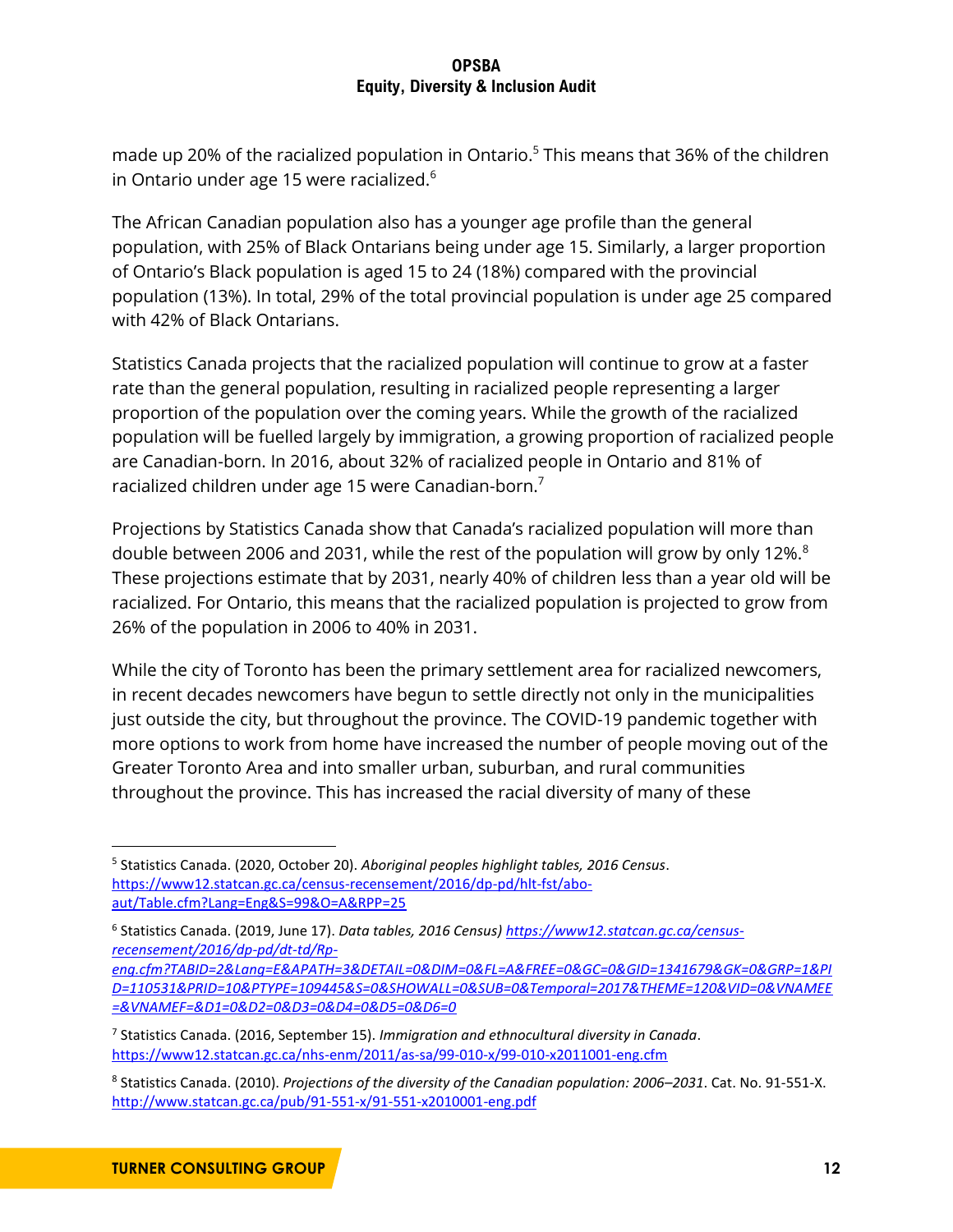made up 20% of the racialized population in Ontario.[5] This means that 36% of the children in Ontario under age 15 were racialized.[6]

The African Canadian population also has a younger age profile than the general population, with 25% of Black Ontarians being under age 15. Similarly, a larger proportion of Ontario's Black population is aged 15 to 24 (18%) compared with the provincial population (13%). In total, 29% of the total provincial population is under age 25 compared with 42% of Black Ontarians.

Statistics Canada projects that the racialized population will continue to grow at a faster rate than the general population, resulting in racialized people representing a larger proportion of the population over the coming years. While the growth of the racialized population will be fuelled largely by immigration, a growing proportion of racialized people are Canadian-born. In 2016, about 32% of racialized people in Ontario and 81% of racialized children under age 15 were Canadian-born.[7]

Projections by Statistics Canada show that Canada's racialized population will more than double between 2006 and 2031, while the rest of the population will grow by only 12%.[8] These projections estimate that by 2031, nearly 40% of children less than a year old will be racialized. For Ontario, this means that the racialized population is projected to grow from 26% of the population in 2006 to 40% in 2031.

While the city of Toronto has been the primary settlement area for racialized newcomers, in recent decades newcomers have begun to settle directly not only in the municipalities just outside the city, but throughout the province. The COVID-19 pandemic together with more options to work from home have increased the number of people moving out of the Greater Toronto Area and into smaller urban, suburban, and rural communities throughout the province. This has increased the racial diversity of many of these

---

[5] Statistics Canada. (2020, October 20). *Aboriginal peoples highlight tables, 2016 Census*. https://www12.statcan.gc.ca/census-recensement/2016/dp-pd/hlt-fst/abo-aut/Table.cfm?Lang=Eng&S=99&O=A&RPP=25

[6] Statistics Canada. (2019, June 17). *Data tables, 2016 Census)* https://www12.statcan.gc.ca/census-recensement/2016/dp-pd/dt-td/Rp-eng.cfm?TABID=2&Lang=E&APATH=3&DETAIL=0&DIM=0&FL=A&FREE=0&GC=0&GID=1341679&GK=0&GRP=1&PID=110531&PRID=10&PTYPE=109445&S=0&SHOWALL=0&SUB=0&Temporal=2017&THEME=120&VID=0&VNAMEE=&VNAMEF=&D1=0&D2=0&D3=0&D4=0&D5=0&D6=0

[7] Statistics Canada. (2016, September 15). *Immigration and ethnocultural diversity in Canada*. https://www12.statcan.gc.ca/nhs-enm/2011/as-sa/99-010-x/99-010-x2011001-eng.cfm

[8] Statistics Canada. (2010). *Projections of the diversity of the Canadian population: 2006–2031*. Cat. No. 91-551-X. http://www.statcan.gc.ca/pub/91-551-x/91-551-x2010001-eng.pdf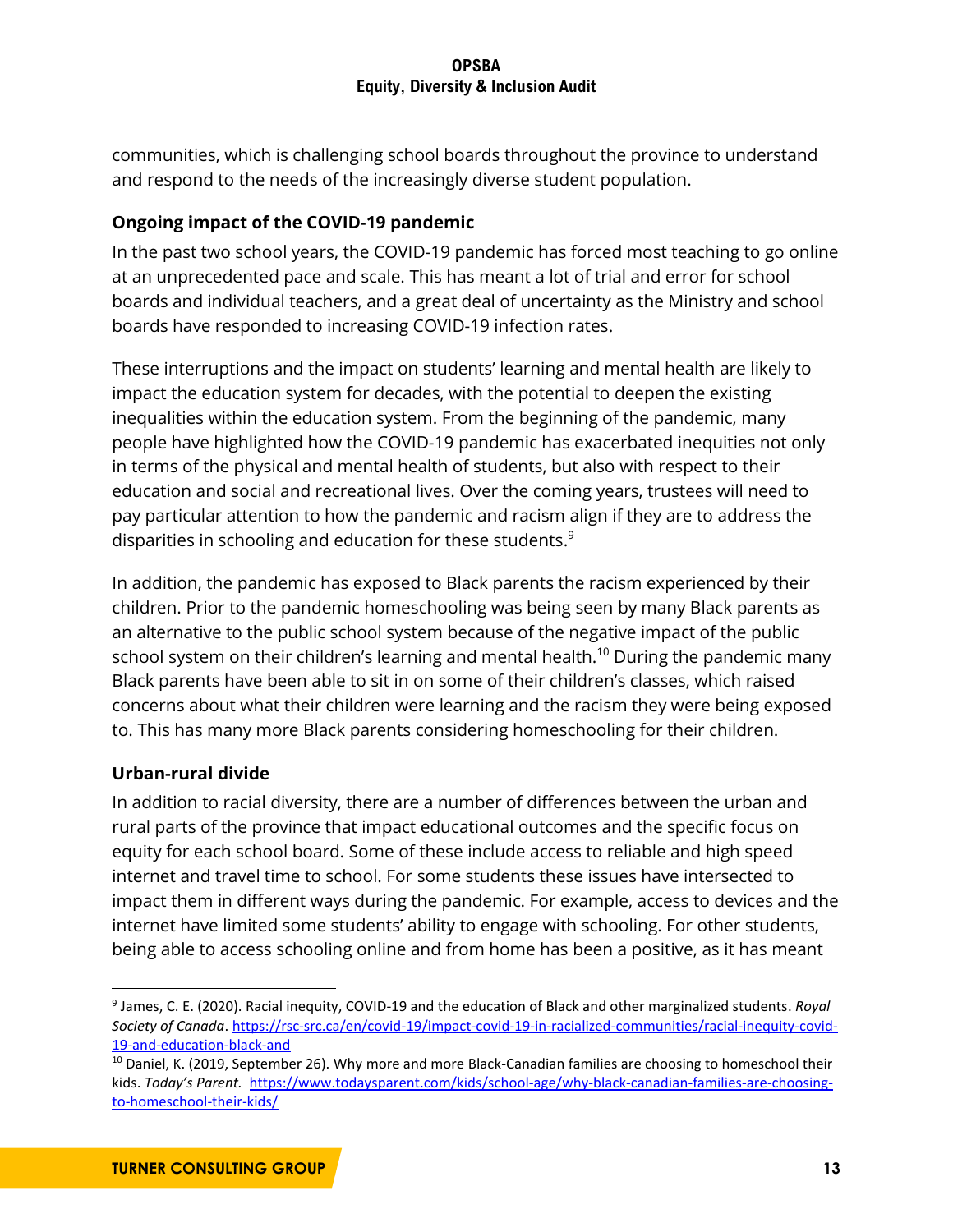communities, which is challenging school boards throughout the province to understand and respond to the needs of the increasingly diverse student population.

### Ongoing impact of the COVID-19 pandemic

In the past two school years, the COVID-19 pandemic has forced most teaching to go online at an unprecedented pace and scale. This has meant a lot of trial and error for school boards and individual teachers, and a great deal of uncertainty as the Ministry and school boards have responded to increasing COVID-19 infection rates.

These interruptions and the impact on students' learning and mental health are likely to impact the education system for decades, with the potential to deepen the existing inequalities within the education system. From the beginning of the pandemic, many people have highlighted how the COVID-19 pandemic has exacerbated inequities not only in terms of the physical and mental health of students, but also with respect to their education and social and recreational lives. Over the coming years, trustees will need to pay particular attention to how the pandemic and racism align if they are to address the disparities in schooling and education for these students.[9]

In addition, the pandemic has exposed to Black parents the racism experienced by their children. Prior to the pandemic homeschooling was being seen by many Black parents as an alternative to the public school system because of the negative impact of the public school system on their children's learning and mental health.[10] During the pandemic many Black parents have been able to sit in on some of their children's classes, which raised concerns about what their children were learning and the racism they were being exposed to. This has many more Black parents considering homeschooling for their children.

### Urban-rural divide

In addition to racial diversity, there are a number of differences between the urban and rural parts of the province that impact educational outcomes and the specific focus on equity for each school board. Some of these include access to reliable and high speed internet and travel time to school. For some students these issues have intersected to impact them in different ways during the pandemic. For example, access to devices and the internet have limited some students' ability to engage with schooling. For other students, being able to access schooling online and from home has been a positive, as it has meant

---

[9] James, C. E. (2020). Racial inequity, COVID-19 and the education of Black and other marginalized students. *Royal Society of Canada*. https://rsc-src.ca/en/covid-19/impact-covid-19-in-racialized-communities/racial-inequity-covid-19-and-education-black-and

[10] Daniel, K. (2019, September 26). Why more and more Black-Canadian families are choosing to homeschool their kids. *Today's Parent.* https://www.todaysparent.com/kids/school-age/why-black-canadian-families-are-choosing-to-homeschool-their-kids/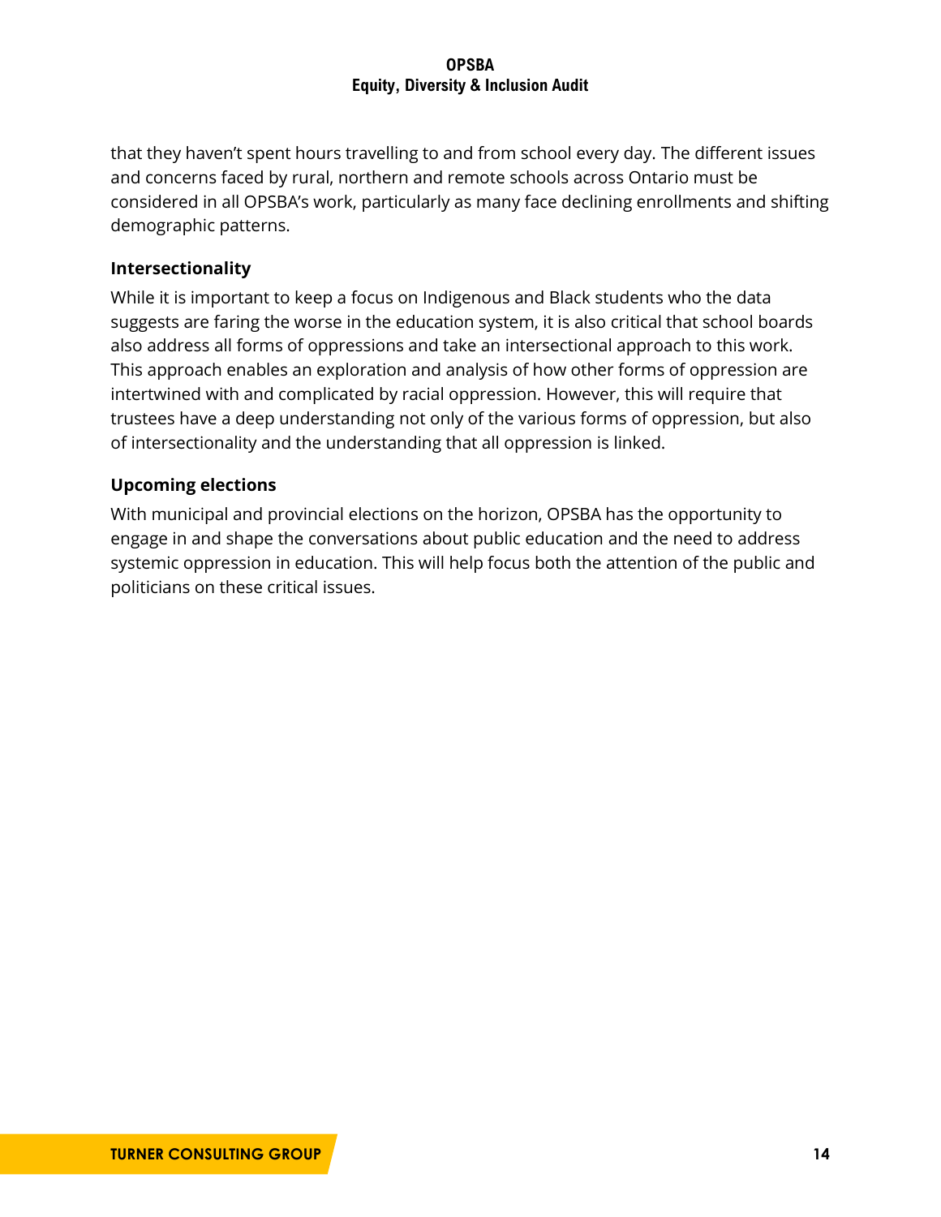that they haven't spent hours travelling to and from school every day. The different issues and concerns faced by rural, northern and remote schools across Ontario must be considered in all OPSBA's work, particularly as many face declining enrollments and shifting demographic patterns.

### Intersectionality

While it is important to keep a focus on Indigenous and Black students who the data suggests are faring the worse in the education system, it is also critical that school boards also address all forms of oppressions and take an intersectional approach to this work. This approach enables an exploration and analysis of how other forms of oppression are intertwined with and complicated by racial oppression. However, this will require that trustees have a deep understanding not only of the various forms of oppression, but also of intersectionality and the understanding that all oppression is linked.

### Upcoming elections

With municipal and provincial elections on the horizon, OPSBA has the opportunity to engage in and shape the conversations about public education and the need to address systemic oppression in education. This will help focus both the attention of the public and politicians on these critical issues.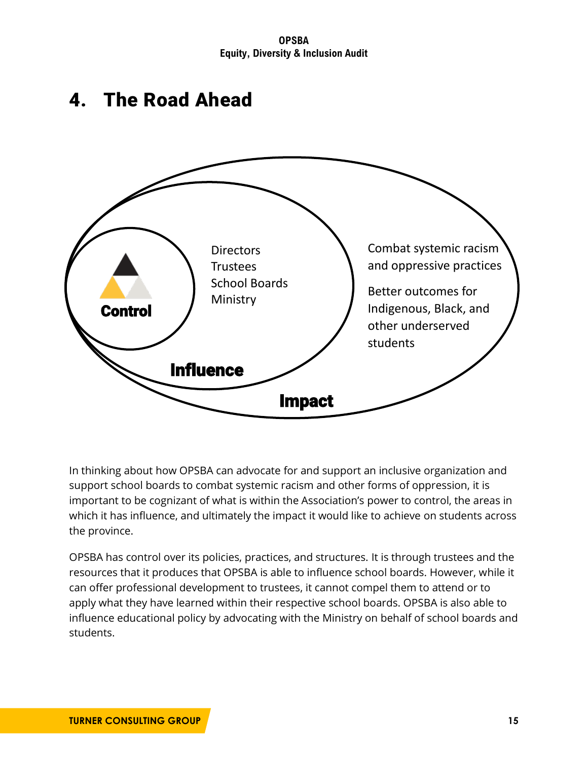# 4. The Road Ahead

Control

Directors
Trustees
School Boards
Ministry

Influence

Combat systemic racism and oppressive practices

Better outcomes for Indigenous, Black, and other underserved students

Impact

In thinking about how OPSBA can advocate for and support an inclusive organization and support school boards to combat systemic racism and other forms of oppression, it is important to be cognizant of what is within the Association's power to control, the areas in which it has influence, and ultimately the impact it would like to achieve on students across the province.

OPSBA has control over its policies, practices, and structures. It is through trustees and the resources that it produces that OPSBA is able to influence school boards. However, while it can offer professional development to trustees, it cannot compel them to attend or to apply what they have learned within their respective school boards. OPSBA is also able to influence educational policy by advocating with the Ministry on behalf of school boards and students.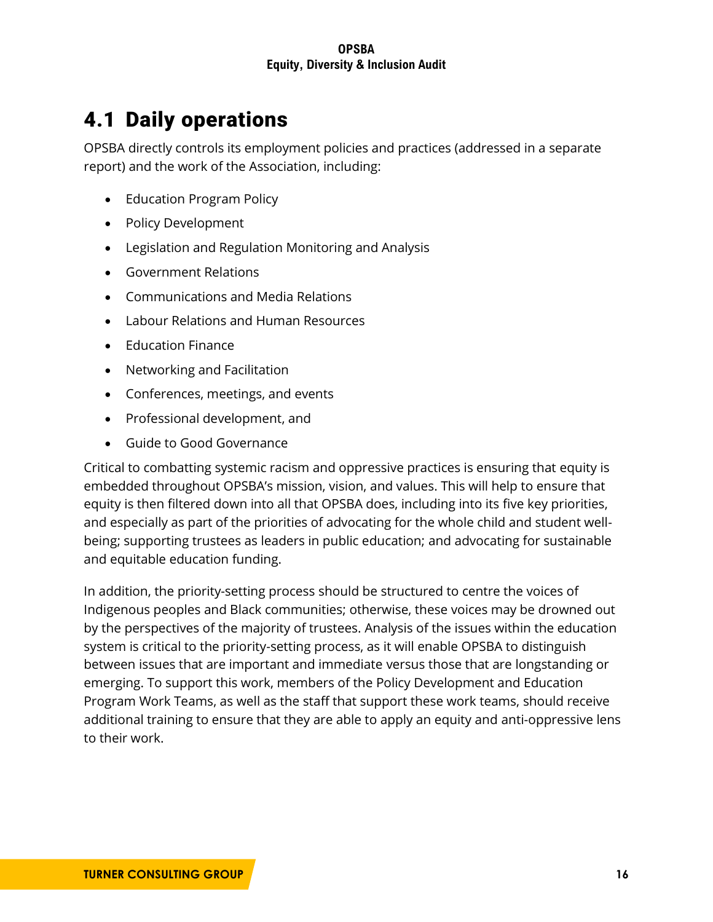## 4.1 Daily operations

OPSBA directly controls its employment policies and practices (addressed in a separate report) and the work of the Association, including:

- Education Program Policy
- Policy Development
- Legislation and Regulation Monitoring and Analysis
- Government Relations
- Communications and Media Relations
- Labour Relations and Human Resources
- Education Finance
- Networking and Facilitation
- Conferences, meetings, and events
- Professional development, and
- Guide to Good Governance

Critical to combatting systemic racism and oppressive practices is ensuring that equity is embedded throughout OPSBA's mission, vision, and values. This will help to ensure that equity is then filtered down into all that OPSBA does, including into its five key priorities, and especially as part of the priorities of advocating for the whole child and student well-being; supporting trustees as leaders in public education; and advocating for sustainable and equitable education funding.

In addition, the priority-setting process should be structured to centre the voices of Indigenous peoples and Black communities; otherwise, these voices may be drowned out by the perspectives of the majority of trustees. Analysis of the issues within the education system is critical to the priority-setting process, as it will enable OPSBA to distinguish between issues that are important and immediate versus those that are longstanding or emerging. To support this work, members of the Policy Development and Education Program Work Teams, as well as the staff that support these work teams, should receive additional training to ensure that they are able to apply an equity and anti-oppressive lens to their work.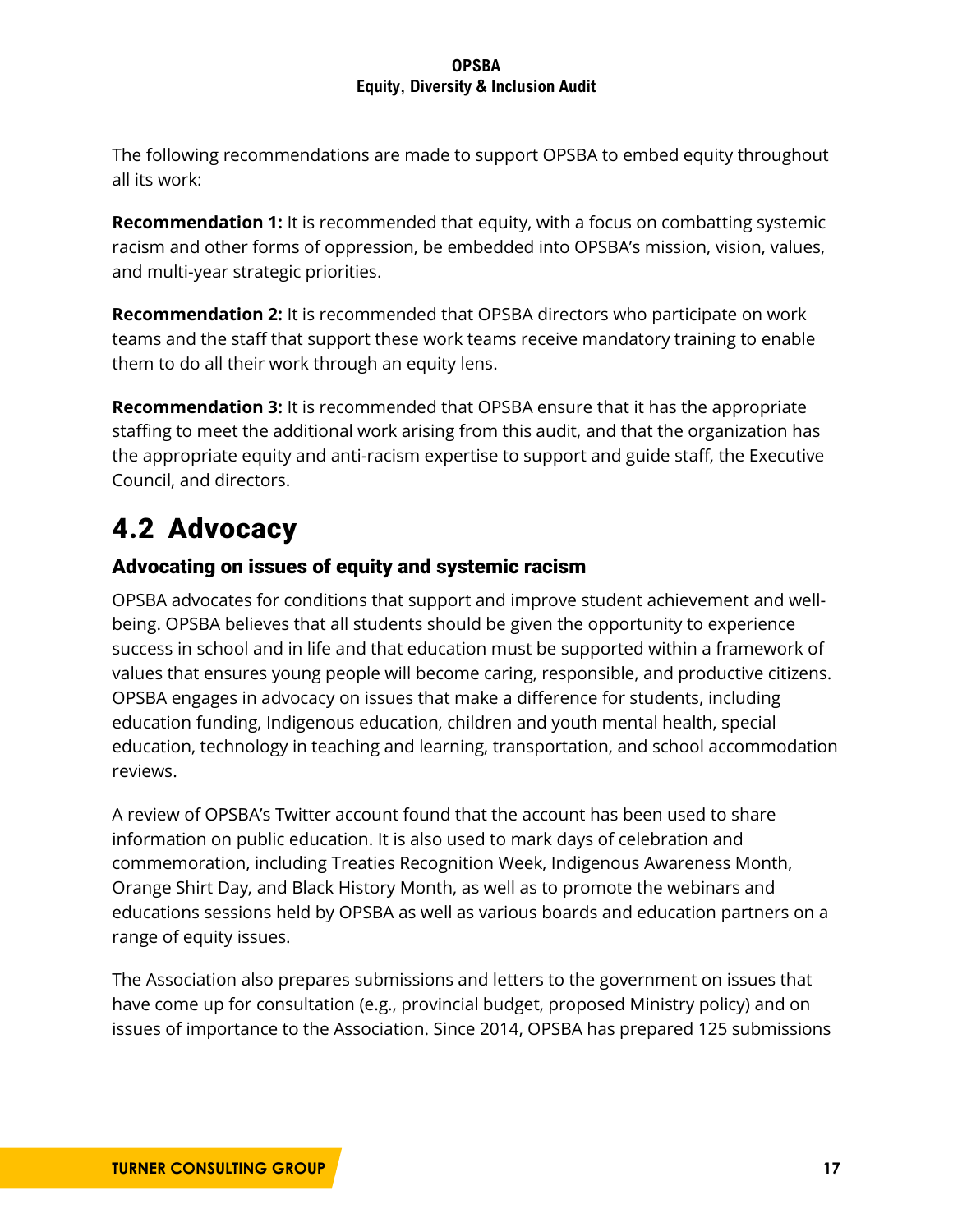The following recommendations are made to support OPSBA to embed equity throughout all its work:

**Recommendation 1:** It is recommended that equity, with a focus on combatting systemic racism and other forms of oppression, be embedded into OPSBA's mission, vision, values, and multi-year strategic priorities.

**Recommendation 2:** It is recommended that OPSBA directors who participate on work teams and the staff that support these work teams receive mandatory training to enable them to do all their work through an equity lens.

**Recommendation 3:** It is recommended that OPSBA ensure that it has the appropriate staffing to meet the additional work arising from this audit, and that the organization has the appropriate equity and anti-racism expertise to support and guide staff, the Executive Council, and directors.

## 4.2 Advocacy

### Advocating on issues of equity and systemic racism

OPSBA advocates for conditions that support and improve student achievement and well-being. OPSBA believes that all students should be given the opportunity to experience success in school and in life and that education must be supported within a framework of values that ensures young people will become caring, responsible, and productive citizens. OPSBA engages in advocacy on issues that make a difference for students, including education funding, Indigenous education, children and youth mental health, special education, technology in teaching and learning, transportation, and school accommodation reviews.

A review of OPSBA's Twitter account found that the account has been used to share information on public education. It is also used to mark days of celebration and commemoration, including Treaties Recognition Week, Indigenous Awareness Month, Orange Shirt Day, and Black History Month, as well as to promote the webinars and educations sessions held by OPSBA as well as various boards and education partners on a range of equity issues.

The Association also prepares submissions and letters to the government on issues that have come up for consultation (e.g., provincial budget, proposed Ministry policy) and on issues of importance to the Association. Since 2014, OPSBA has prepared 125 submissions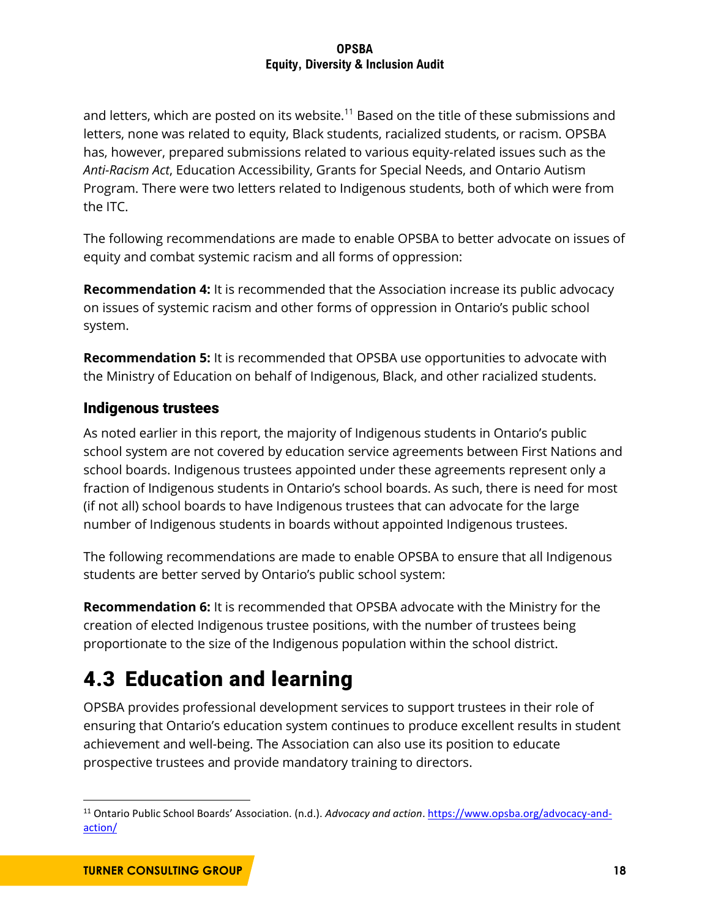and letters, which are posted on its website.[11] Based on the title of these submissions and letters, none was related to equity, Black students, racialized students, or racism. OPSBA has, however, prepared submissions related to various equity-related issues such as the *Anti-Racism Act*, Education Accessibility, Grants for Special Needs, and Ontario Autism Program. There were two letters related to Indigenous students, both of which were from the ITC.

The following recommendations are made to enable OPSBA to better advocate on issues of equity and combat systemic racism and all forms of oppression:

**Recommendation 4:** It is recommended that the Association increase its public advocacy on issues of systemic racism and other forms of oppression in Ontario's public school system.

**Recommendation 5:** It is recommended that OPSBA use opportunities to advocate with the Ministry of Education on behalf of Indigenous, Black, and other racialized students.

### Indigenous trustees

As noted earlier in this report, the majority of Indigenous students in Ontario's public school system are not covered by education service agreements between First Nations and school boards. Indigenous trustees appointed under these agreements represent only a fraction of Indigenous students in Ontario's school boards. As such, there is need for most (if not all) school boards to have Indigenous trustees that can advocate for the large number of Indigenous students in boards without appointed Indigenous trustees.

The following recommendations are made to enable OPSBA to ensure that all Indigenous students are better served by Ontario's public school system:

**Recommendation 6:** It is recommended that OPSBA advocate with the Ministry for the creation of elected Indigenous trustee positions, with the number of trustees being proportionate to the size of the Indigenous population within the school district.

## 4.3 Education and learning

OPSBA provides professional development services to support trustees in their role of ensuring that Ontario's education system continues to produce excellent results in student achievement and well-being. The Association can also use its position to educate prospective trustees and provide mandatory training to directors.

---

[11] Ontario Public School Boards' Association. (n.d.). *Advocacy and action*. https://www.opsba.org/advocacy-and-action/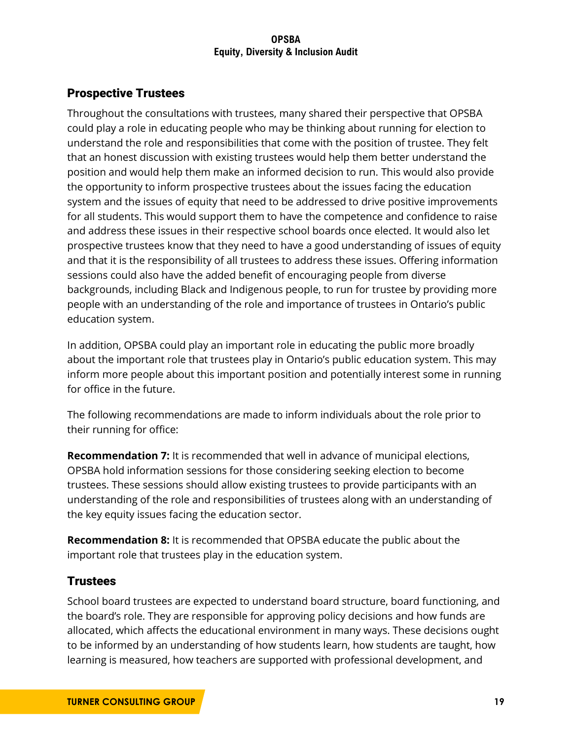## Prospective Trustees

Throughout the consultations with trustees, many shared their perspective that OPSBA could play a role in educating people who may be thinking about running for election to understand the role and responsibilities that come with the position of trustee. They felt that an honest discussion with existing trustees would help them better understand the position and would help them make an informed decision to run. This would also provide the opportunity to inform prospective trustees about the issues facing the education system and the issues of equity that need to be addressed to drive positive improvements for all students. This would support them to have the competence and confidence to raise and address these issues in their respective school boards once elected. It would also let prospective trustees know that they need to have a good understanding of issues of equity and that it is the responsibility of all trustees to address these issues. Offering information sessions could also have the added benefit of encouraging people from diverse backgrounds, including Black and Indigenous people, to run for trustee by providing more people with an understanding of the role and importance of trustees in Ontario's public education system.

In addition, OPSBA could play an important role in educating the public more broadly about the important role that trustees play in Ontario's public education system. This may inform more people about this important position and potentially interest some in running for office in the future.

The following recommendations are made to inform individuals about the role prior to their running for office:

**Recommendation 7:** It is recommended that well in advance of municipal elections, OPSBA hold information sessions for those considering seeking election to become trustees. These sessions should allow existing trustees to provide participants with an understanding of the role and responsibilities of trustees along with an understanding of the key equity issues facing the education sector.

**Recommendation 8:** It is recommended that OPSBA educate the public about the important role that trustees play in the education system.

## Trustees

School board trustees are expected to understand board structure, board functioning, and the board's role. They are responsible for approving policy decisions and how funds are allocated, which affects the educational environment in many ways. These decisions ought to be informed by an understanding of how students learn, how students are taught, how learning is measured, how teachers are supported with professional development, and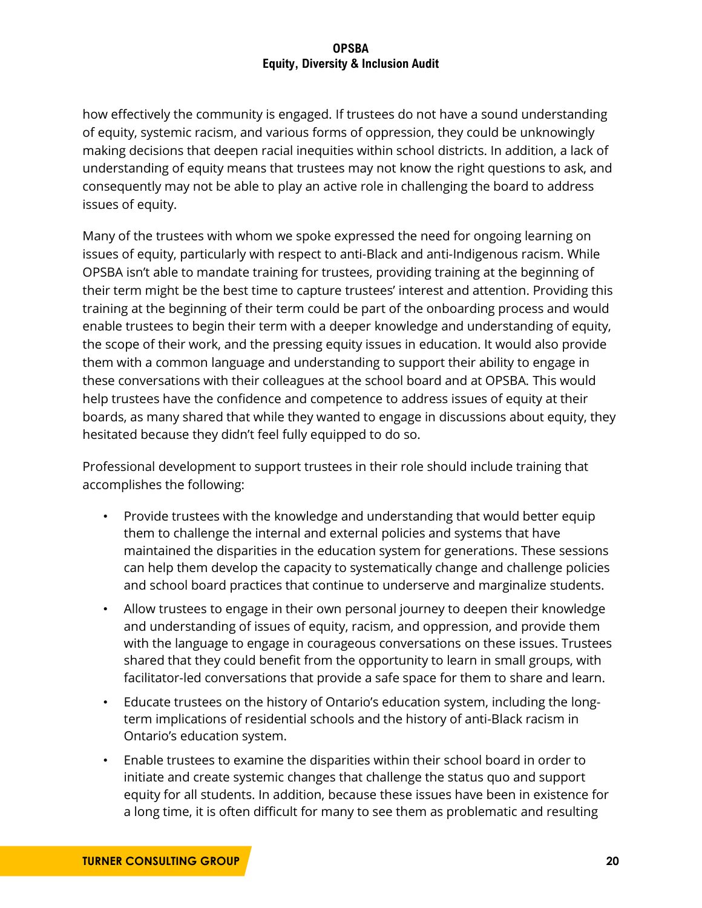how effectively the community is engaged. If trustees do not have a sound understanding of equity, systemic racism, and various forms of oppression, they could be unknowingly making decisions that deepen racial inequities within school districts. In addition, a lack of understanding of equity means that trustees may not know the right questions to ask, and consequently may not be able to play an active role in challenging the board to address issues of equity.

Many of the trustees with whom we spoke expressed the need for ongoing learning on issues of equity, particularly with respect to anti-Black and anti-Indigenous racism. While OPSBA isn't able to mandate training for trustees, providing training at the beginning of their term might be the best time to capture trustees' interest and attention. Providing this training at the beginning of their term could be part of the onboarding process and would enable trustees to begin their term with a deeper knowledge and understanding of equity, the scope of their work, and the pressing equity issues in education. It would also provide them with a common language and understanding to support their ability to engage in these conversations with their colleagues at the school board and at OPSBA. This would help trustees have the confidence and competence to address issues of equity at their boards, as many shared that while they wanted to engage in discussions about equity, they hesitated because they didn't feel fully equipped to do so.

Professional development to support trustees in their role should include training that accomplishes the following:

- Provide trustees with the knowledge and understanding that would better equip them to challenge the internal and external policies and systems that have maintained the disparities in the education system for generations. These sessions can help them develop the capacity to systematically change and challenge policies and school board practices that continue to underserve and marginalize students.
- Allow trustees to engage in their own personal journey to deepen their knowledge and understanding of issues of equity, racism, and oppression, and provide them with the language to engage in courageous conversations on these issues. Trustees shared that they could benefit from the opportunity to learn in small groups, with facilitator-led conversations that provide a safe space for them to share and learn.
- Educate trustees on the history of Ontario's education system, including the long-term implications of residential schools and the history of anti-Black racism in Ontario's education system.
- Enable trustees to examine the disparities within their school board in order to initiate and create systemic changes that challenge the status quo and support equity for all students. In addition, because these issues have been in existence for a long time, it is often difficult for many to see them as problematic and resulting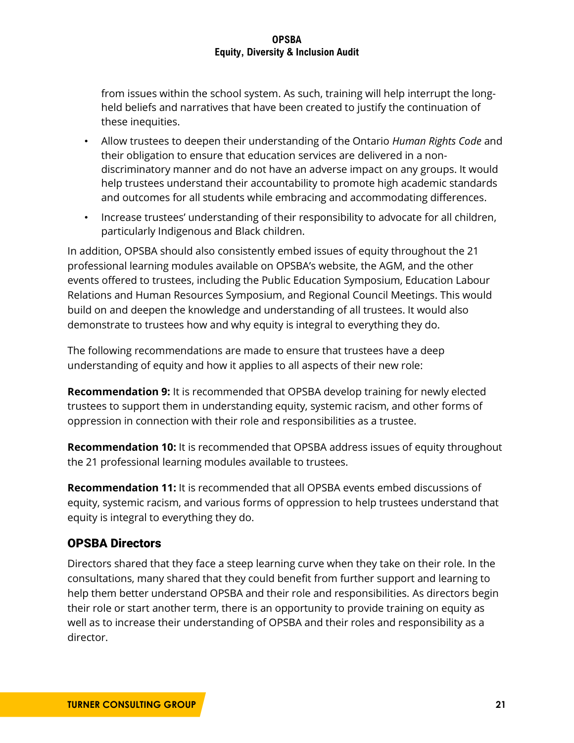from issues within the school system. As such, training will help interrupt the long-held beliefs and narratives that have been created to justify the continuation of these inequities.

- Allow trustees to deepen their understanding of the Ontario *Human Rights Code* and their obligation to ensure that education services are delivered in a non-discriminatory manner and do not have an adverse impact on any groups. It would help trustees understand their accountability to promote high academic standards and outcomes for all students while embracing and accommodating differences.
- Increase trustees' understanding of their responsibility to advocate for all children, particularly Indigenous and Black children.

In addition, OPSBA should also consistently embed issues of equity throughout the 21 professional learning modules available on OPSBA's website, the AGM, and the other events offered to trustees, including the Public Education Symposium, Education Labour Relations and Human Resources Symposium, and Regional Council Meetings. This would build on and deepen the knowledge and understanding of all trustees. It would also demonstrate to trustees how and why equity is integral to everything they do.

The following recommendations are made to ensure that trustees have a deep understanding of equity and how it applies to all aspects of their new role:

**Recommendation 9:** It is recommended that OPSBA develop training for newly elected trustees to support them in understanding equity, systemic racism, and other forms of oppression in connection with their role and responsibilities as a trustee.

**Recommendation 10:** It is recommended that OPSBA address issues of equity throughout the 21 professional learning modules available to trustees.

**Recommendation 11:** It is recommended that all OPSBA events embed discussions of equity, systemic racism, and various forms of oppression to help trustees understand that equity is integral to everything they do.

## OPSBA Directors

Directors shared that they face a steep learning curve when they take on their role. In the consultations, many shared that they could benefit from further support and learning to help them better understand OPSBA and their role and responsibilities. As directors begin their role or start another term, there is an opportunity to provide training on equity as well as to increase their understanding of OPSBA and their roles and responsibility as a director.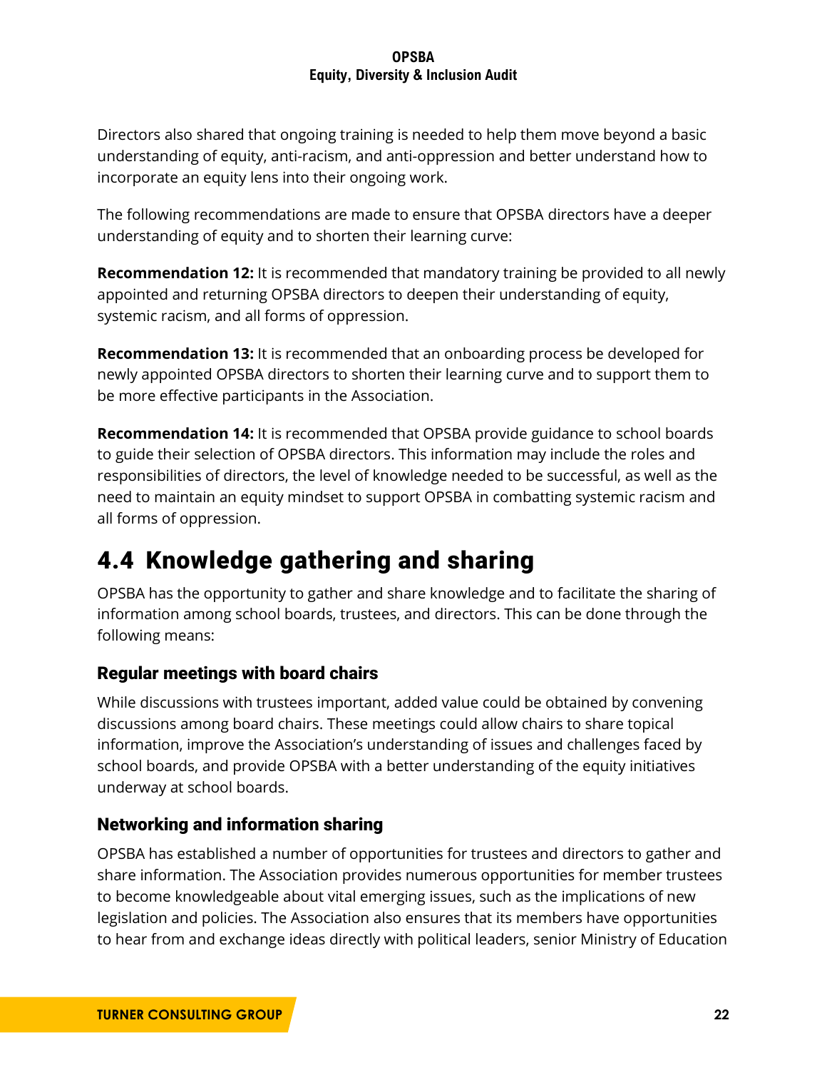Directors also shared that ongoing training is needed to help them move beyond a basic understanding of equity, anti-racism, and anti-oppression and better understand how to incorporate an equity lens into their ongoing work.

The following recommendations are made to ensure that OPSBA directors have a deeper understanding of equity and to shorten their learning curve:

**Recommendation 12:** It is recommended that mandatory training be provided to all newly appointed and returning OPSBA directors to deepen their understanding of equity, systemic racism, and all forms of oppression.

**Recommendation 13:** It is recommended that an onboarding process be developed for newly appointed OPSBA directors to shorten their learning curve and to support them to be more effective participants in the Association.

**Recommendation 14:** It is recommended that OPSBA provide guidance to school boards to guide their selection of OPSBA directors. This information may include the roles and responsibilities of directors, the level of knowledge needed to be successful, as well as the need to maintain an equity mindset to support OPSBA in combatting systemic racism and all forms of oppression.

## 4.4 Knowledge gathering and sharing

OPSBA has the opportunity to gather and share knowledge and to facilitate the sharing of information among school boards, trustees, and directors. This can be done through the following means:

### Regular meetings with board chairs

While discussions with trustees important, added value could be obtained by convening discussions among board chairs. These meetings could allow chairs to share topical information, improve the Association's understanding of issues and challenges faced by school boards, and provide OPSBA with a better understanding of the equity initiatives underway at school boards.

### Networking and information sharing

OPSBA has established a number of opportunities for trustees and directors to gather and share information. The Association provides numerous opportunities for member trustees to become knowledgeable about vital emerging issues, such as the implications of new legislation and policies. The Association also ensures that its members have opportunities to hear from and exchange ideas directly with political leaders, senior Ministry of Education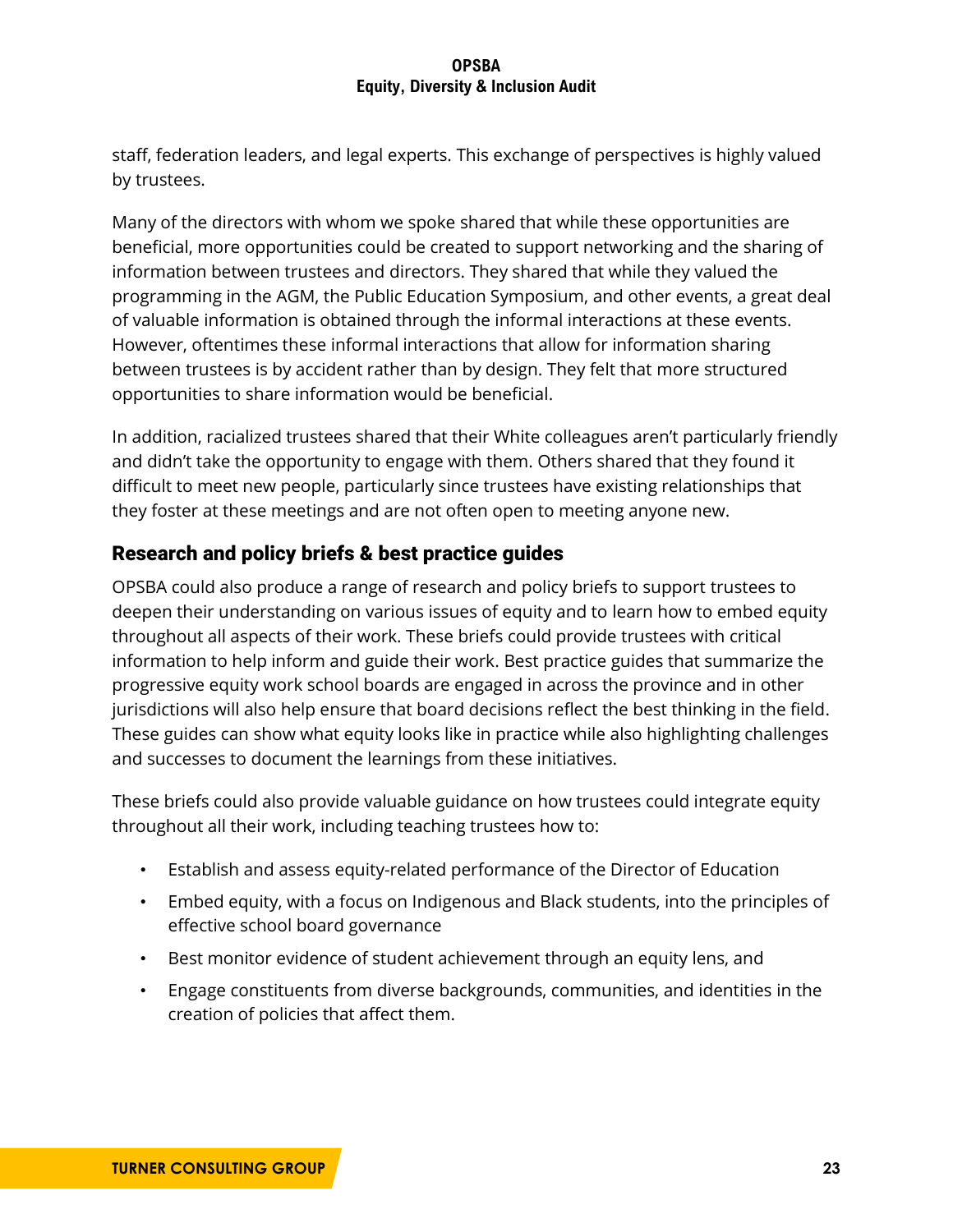staff, federation leaders, and legal experts. This exchange of perspectives is highly valued by trustees.

Many of the directors with whom we spoke shared that while these opportunities are beneficial, more opportunities could be created to support networking and the sharing of information between trustees and directors. They shared that while they valued the programming in the AGM, the Public Education Symposium, and other events, a great deal of valuable information is obtained through the informal interactions at these events. However, oftentimes these informal interactions that allow for information sharing between trustees is by accident rather than by design. They felt that more structured opportunities to share information would be beneficial.

In addition, racialized trustees shared that their White colleagues aren't particularly friendly and didn't take the opportunity to engage with them. Others shared that they found it difficult to meet new people, particularly since trustees have existing relationships that they foster at these meetings and are not often open to meeting anyone new.

### Research and policy briefs & best practice guides

OPSBA could also produce a range of research and policy briefs to support trustees to deepen their understanding on various issues of equity and to learn how to embed equity throughout all aspects of their work. These briefs could provide trustees with critical information to help inform and guide their work. Best practice guides that summarize the progressive equity work school boards are engaged in across the province and in other jurisdictions will also help ensure that board decisions reflect the best thinking in the field. These guides can show what equity looks like in practice while also highlighting challenges and successes to document the learnings from these initiatives.

These briefs could also provide valuable guidance on how trustees could integrate equity throughout all their work, including teaching trustees how to:

- Establish and assess equity-related performance of the Director of Education
- Embed equity, with a focus on Indigenous and Black students, into the principles of effective school board governance
- Best monitor evidence of student achievement through an equity lens, and
- Engage constituents from diverse backgrounds, communities, and identities in the creation of policies that affect them.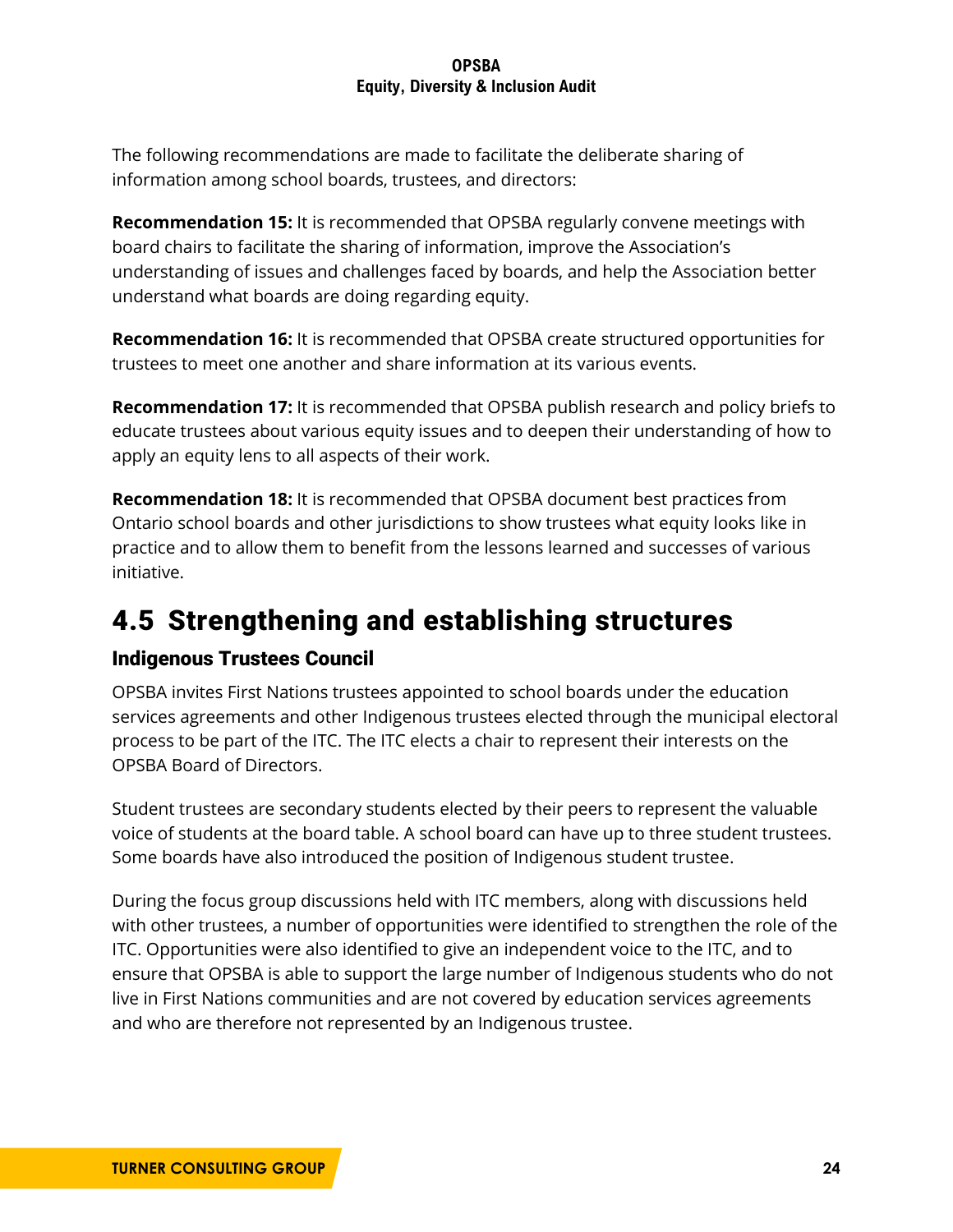The following recommendations are made to facilitate the deliberate sharing of information among school boards, trustees, and directors:

**Recommendation 15:** It is recommended that OPSBA regularly convene meetings with board chairs to facilitate the sharing of information, improve the Association's understanding of issues and challenges faced by boards, and help the Association better understand what boards are doing regarding equity.

**Recommendation 16:** It is recommended that OPSBA create structured opportunities for trustees to meet one another and share information at its various events.

**Recommendation 17:** It is recommended that OPSBA publish research and policy briefs to educate trustees about various equity issues and to deepen their understanding of how to apply an equity lens to all aspects of their work.

**Recommendation 18:** It is recommended that OPSBA document best practices from Ontario school boards and other jurisdictions to show trustees what equity looks like in practice and to allow them to benefit from the lessons learned and successes of various initiative.

## 4.5 Strengthening and establishing structures

### Indigenous Trustees Council

OPSBA invites First Nations trustees appointed to school boards under the education services agreements and other Indigenous trustees elected through the municipal electoral process to be part of the ITC. The ITC elects a chair to represent their interests on the OPSBA Board of Directors.

Student trustees are secondary students elected by their peers to represent the valuable voice of students at the board table. A school board can have up to three student trustees. Some boards have also introduced the position of Indigenous student trustee.

During the focus group discussions held with ITC members, along with discussions held with other trustees, a number of opportunities were identified to strengthen the role of the ITC. Opportunities were also identified to give an independent voice to the ITC, and to ensure that OPSBA is able to support the large number of Indigenous students who do not live in First Nations communities and are not covered by education services agreements and who are therefore not represented by an Indigenous trustee.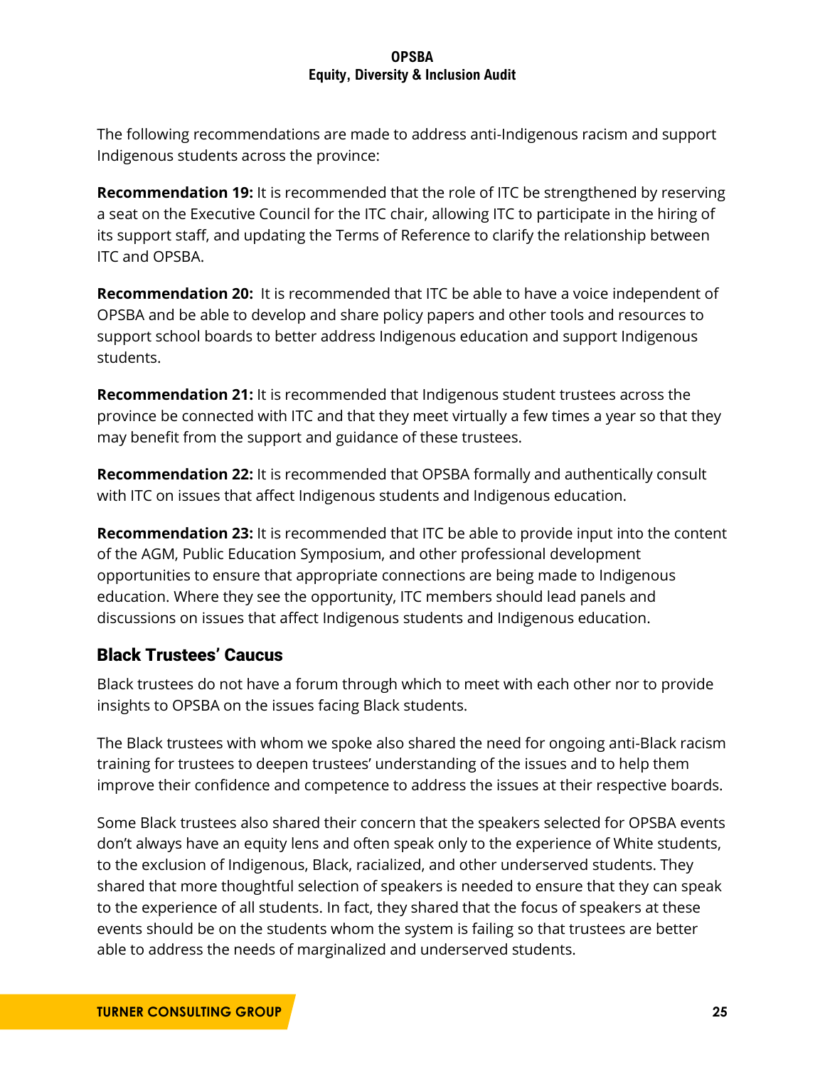The following recommendations are made to address anti-Indigenous racism and support Indigenous students across the province:

**Recommendation 19:** It is recommended that the role of ITC be strengthened by reserving a seat on the Executive Council for the ITC chair, allowing ITC to participate in the hiring of its support staff, and updating the Terms of Reference to clarify the relationship between ITC and OPSBA.

**Recommendation 20:** It is recommended that ITC be able to have a voice independent of OPSBA and be able to develop and share policy papers and other tools and resources to support school boards to better address Indigenous education and support Indigenous students.

**Recommendation 21:** It is recommended that Indigenous student trustees across the province be connected with ITC and that they meet virtually a few times a year so that they may benefit from the support and guidance of these trustees.

**Recommendation 22:** It is recommended that OPSBA formally and authentically consult with ITC on issues that affect Indigenous students and Indigenous education.

**Recommendation 23:** It is recommended that ITC be able to provide input into the content of the AGM, Public Education Symposium, and other professional development opportunities to ensure that appropriate connections are being made to Indigenous education. Where they see the opportunity, ITC members should lead panels and discussions on issues that affect Indigenous students and Indigenous education.

## Black Trustees' Caucus

Black trustees do not have a forum through which to meet with each other nor to provide insights to OPSBA on the issues facing Black students.

The Black trustees with whom we spoke also shared the need for ongoing anti-Black racism training for trustees to deepen trustees' understanding of the issues and to help them improve their confidence and competence to address the issues at their respective boards.

Some Black trustees also shared their concern that the speakers selected for OPSBA events don't always have an equity lens and often speak only to the experience of White students, to the exclusion of Indigenous, Black, racialized, and other underserved students. They shared that more thoughtful selection of speakers is needed to ensure that they can speak to the experience of all students. In fact, they shared that the focus of speakers at these events should be on the students whom the system is failing so that trustees are better able to address the needs of marginalized and underserved students.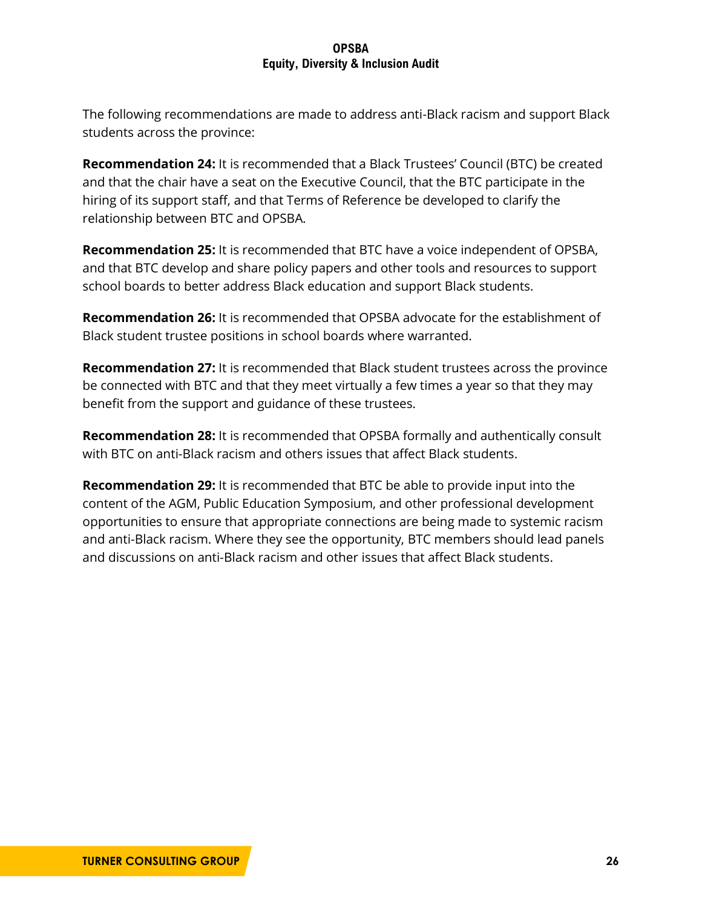The following recommendations are made to address anti-Black racism and support Black students across the province:

**Recommendation 24:** It is recommended that a Black Trustees' Council (BTC) be created and that the chair have a seat on the Executive Council, that the BTC participate in the hiring of its support staff, and that Terms of Reference be developed to clarify the relationship between BTC and OPSBA.

**Recommendation 25:** It is recommended that BTC have a voice independent of OPSBA, and that BTC develop and share policy papers and other tools and resources to support school boards to better address Black education and support Black students.

**Recommendation 26:** It is recommended that OPSBA advocate for the establishment of Black student trustee positions in school boards where warranted.

**Recommendation 27:** It is recommended that Black student trustees across the province be connected with BTC and that they meet virtually a few times a year so that they may benefit from the support and guidance of these trustees.

**Recommendation 28:** It is recommended that OPSBA formally and authentically consult with BTC on anti-Black racism and others issues that affect Black students.

**Recommendation 29:** It is recommended that BTC be able to provide input into the content of the AGM, Public Education Symposium, and other professional development opportunities to ensure that appropriate connections are being made to systemic racism and anti-Black racism. Where they see the opportunity, BTC members should lead panels and discussions on anti-Black racism and other issues that affect Black students.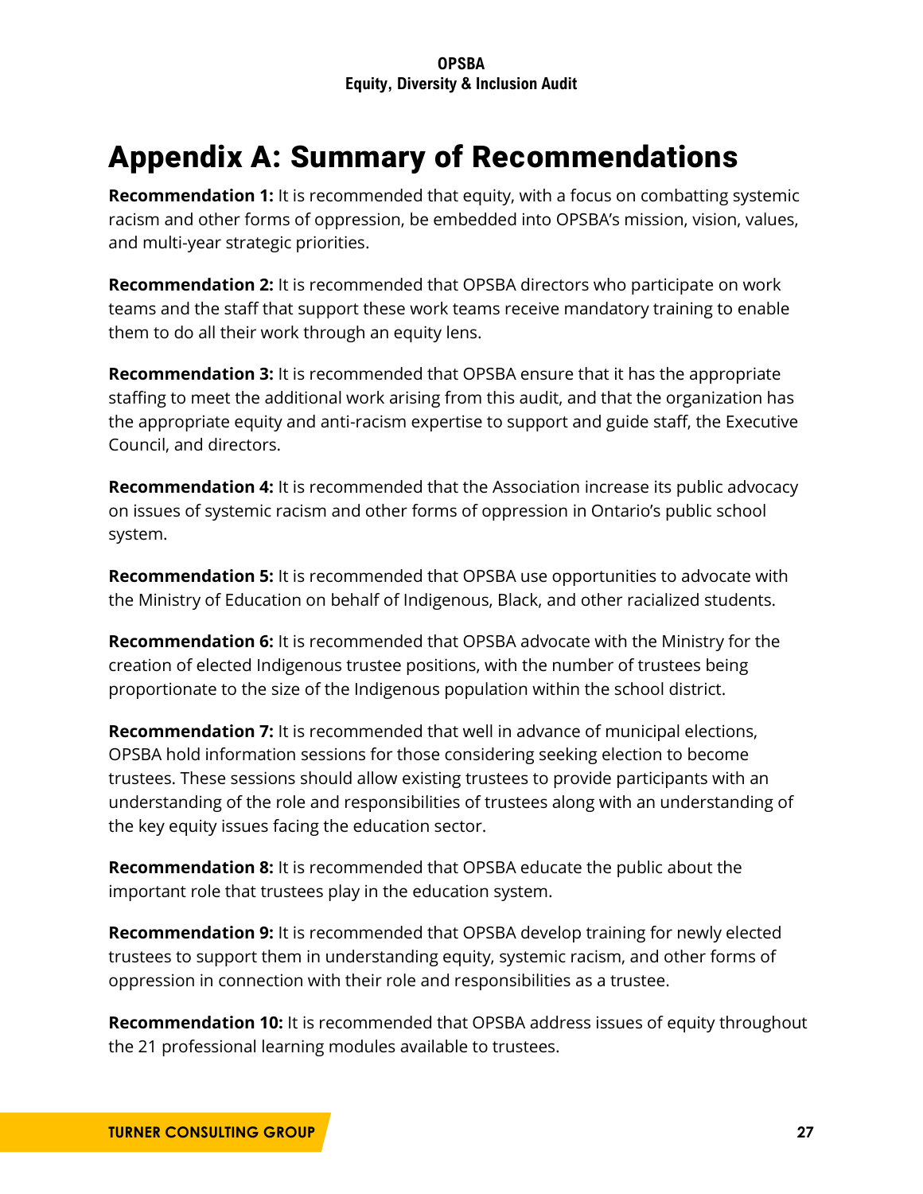# Appendix A: Summary of Recommendations

**Recommendation 1:** It is recommended that equity, with a focus on combatting systemic racism and other forms of oppression, be embedded into OPSBA's mission, vision, values, and multi-year strategic priorities.

**Recommendation 2:** It is recommended that OPSBA directors who participate on work teams and the staff that support these work teams receive mandatory training to enable them to do all their work through an equity lens.

**Recommendation 3:** It is recommended that OPSBA ensure that it has the appropriate staffing to meet the additional work arising from this audit, and that the organization has the appropriate equity and anti-racism expertise to support and guide staff, the Executive Council, and directors.

**Recommendation 4:** It is recommended that the Association increase its public advocacy on issues of systemic racism and other forms of oppression in Ontario's public school system.

**Recommendation 5:** It is recommended that OPSBA use opportunities to advocate with the Ministry of Education on behalf of Indigenous, Black, and other racialized students.

**Recommendation 6:** It is recommended that OPSBA advocate with the Ministry for the creation of elected Indigenous trustee positions, with the number of trustees being proportionate to the size of the Indigenous population within the school district.

**Recommendation 7:** It is recommended that well in advance of municipal elections, OPSBA hold information sessions for those considering seeking election to become trustees. These sessions should allow existing trustees to provide participants with an understanding of the role and responsibilities of trustees along with an understanding of the key equity issues facing the education sector.

**Recommendation 8:** It is recommended that OPSBA educate the public about the important role that trustees play in the education system.

**Recommendation 9:** It is recommended that OPSBA develop training for newly elected trustees to support them in understanding equity, systemic racism, and other forms of oppression in connection with their role and responsibilities as a trustee.

**Recommendation 10:** It is recommended that OPSBA address issues of equity throughout the 21 professional learning modules available to trustees.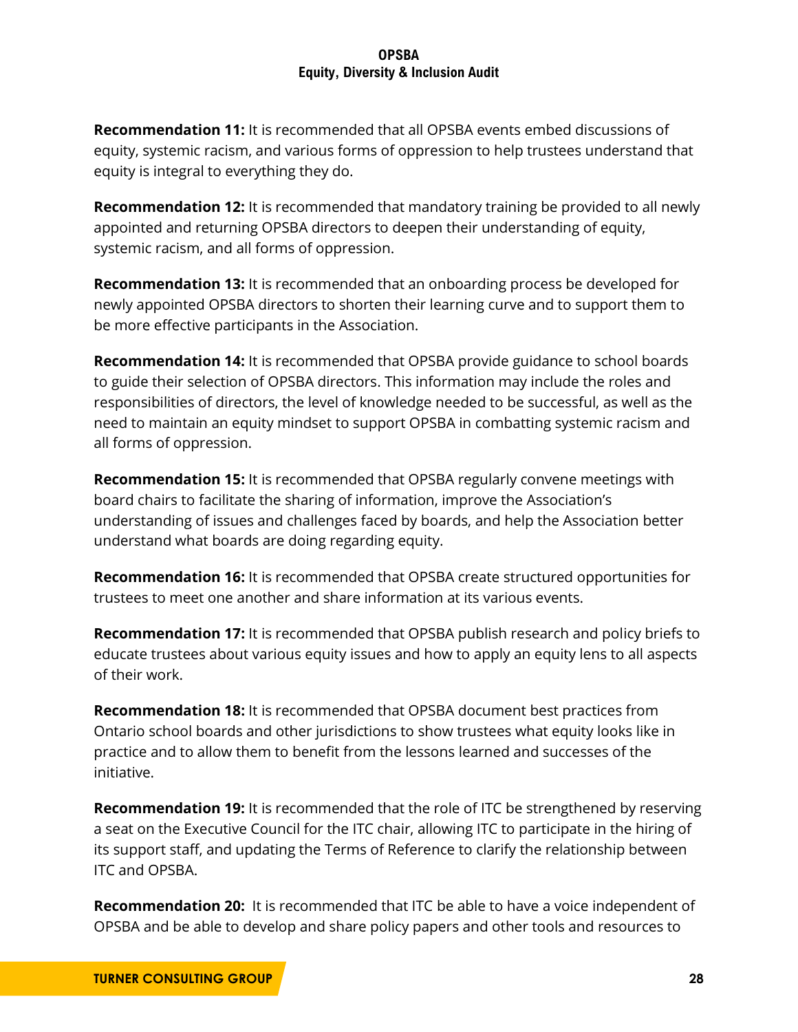**Recommendation 11:** It is recommended that all OPSBA events embed discussions of equity, systemic racism, and various forms of oppression to help trustees understand that equity is integral to everything they do.

**Recommendation 12:** It is recommended that mandatory training be provided to all newly appointed and returning OPSBA directors to deepen their understanding of equity, systemic racism, and all forms of oppression.

**Recommendation 13:** It is recommended that an onboarding process be developed for newly appointed OPSBA directors to shorten their learning curve and to support them to be more effective participants in the Association.

**Recommendation 14:** It is recommended that OPSBA provide guidance to school boards to guide their selection of OPSBA directors. This information may include the roles and responsibilities of directors, the level of knowledge needed to be successful, as well as the need to maintain an equity mindset to support OPSBA in combatting systemic racism and all forms of oppression.

**Recommendation 15:** It is recommended that OPSBA regularly convene meetings with board chairs to facilitate the sharing of information, improve the Association's understanding of issues and challenges faced by boards, and help the Association better understand what boards are doing regarding equity.

**Recommendation 16:** It is recommended that OPSBA create structured opportunities for trustees to meet one another and share information at its various events.

**Recommendation 17:** It is recommended that OPSBA publish research and policy briefs to educate trustees about various equity issues and how to apply an equity lens to all aspects of their work.

**Recommendation 18:** It is recommended that OPSBA document best practices from Ontario school boards and other jurisdictions to show trustees what equity looks like in practice and to allow them to benefit from the lessons learned and successes of the initiative.

**Recommendation 19:** It is recommended that the role of ITC be strengthened by reserving a seat on the Executive Council for the ITC chair, allowing ITC to participate in the hiring of its support staff, and updating the Terms of Reference to clarify the relationship between ITC and OPSBA.

**Recommendation 20:** It is recommended that ITC be able to have a voice independent of OPSBA and be able to develop and share policy papers and other tools and resources to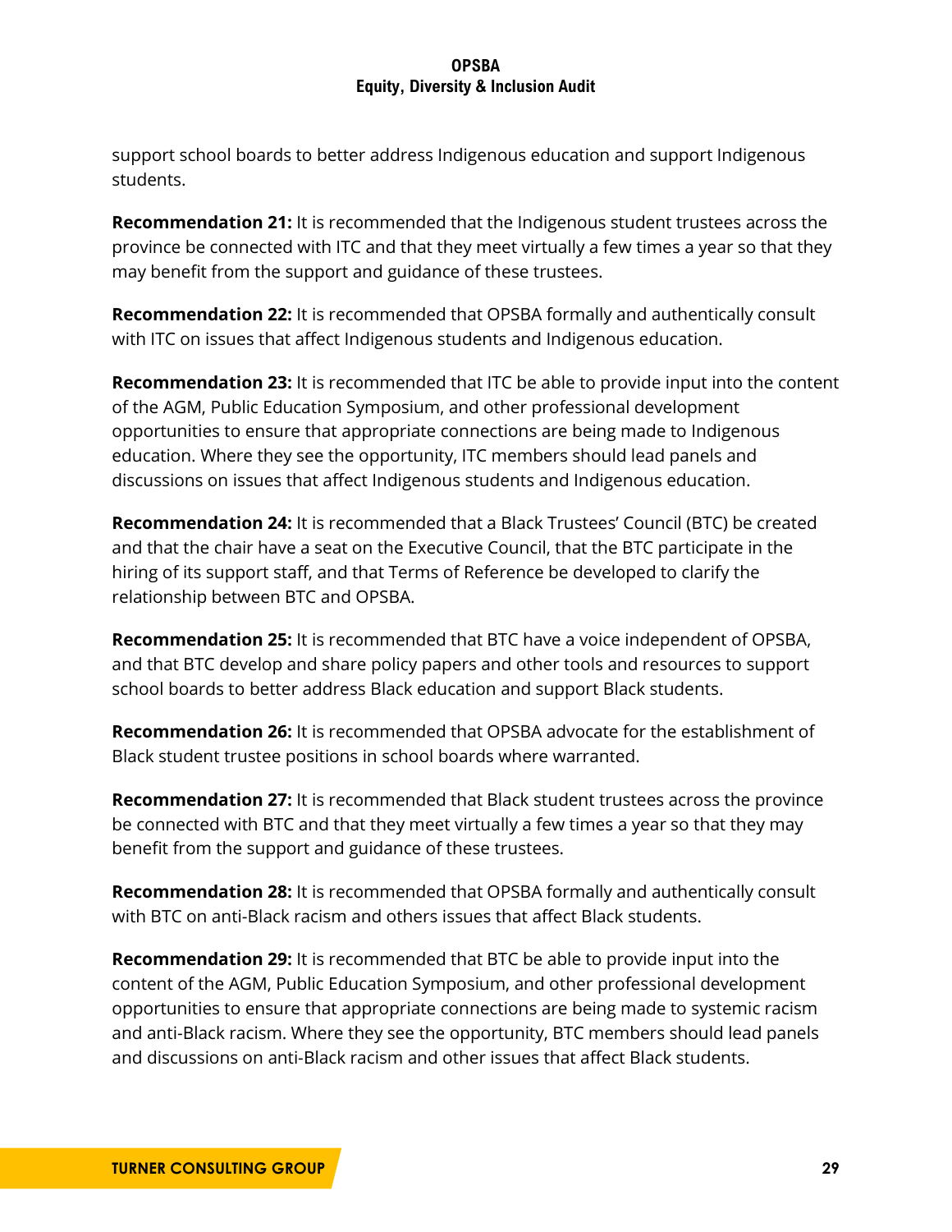support school boards to better address Indigenous education and support Indigenous students.

**Recommendation 21:** It is recommended that the Indigenous student trustees across the province be connected with ITC and that they meet virtually a few times a year so that they may benefit from the support and guidance of these trustees.

**Recommendation 22:** It is recommended that OPSBA formally and authentically consult with ITC on issues that affect Indigenous students and Indigenous education.

**Recommendation 23:** It is recommended that ITC be able to provide input into the content of the AGM, Public Education Symposium, and other professional development opportunities to ensure that appropriate connections are being made to Indigenous education. Where they see the opportunity, ITC members should lead panels and discussions on issues that affect Indigenous students and Indigenous education.

**Recommendation 24:** It is recommended that a Black Trustees' Council (BTC) be created and that the chair have a seat on the Executive Council, that the BTC participate in the hiring of its support staff, and that Terms of Reference be developed to clarify the relationship between BTC and OPSBA.

**Recommendation 25:** It is recommended that BTC have a voice independent of OPSBA, and that BTC develop and share policy papers and other tools and resources to support school boards to better address Black education and support Black students.

**Recommendation 26:** It is recommended that OPSBA advocate for the establishment of Black student trustee positions in school boards where warranted.

**Recommendation 27:** It is recommended that Black student trustees across the province be connected with BTC and that they meet virtually a few times a year so that they may benefit from the support and guidance of these trustees.

**Recommendation 28:** It is recommended that OPSBA formally and authentically consult with BTC on anti-Black racism and others issues that affect Black students.

**Recommendation 29:** It is recommended that BTC be able to provide input into the content of the AGM, Public Education Symposium, and other professional development opportunities to ensure that appropriate connections are being made to systemic racism and anti-Black racism. Where they see the opportunity, BTC members should lead panels and discussions on anti-Black racism and other issues that affect Black students.